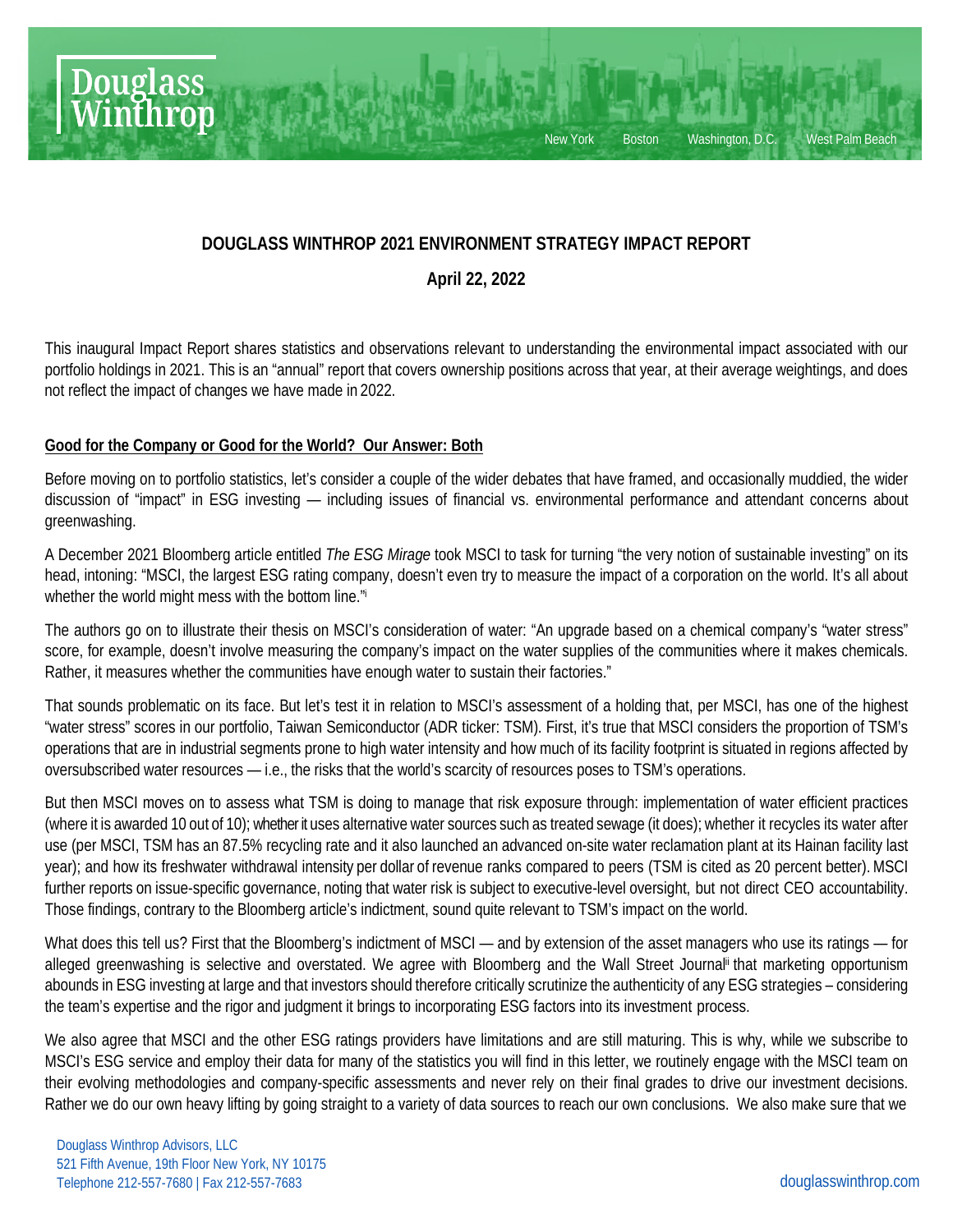# DOUGLASS WINTHROP 2021 ENVIRONMENT STRATEGY IMPACT REPORT

**April 22, 2022**

This inaugural Impact Report shares statistics and observations relevant to understanding the environmental impact associated with our portfolio holdings in 2021. This is an "annual" report that covers ownership positions across that year, at their average weightings, and does not reflect the impact of changes we have made in 2022.

## Good for the Company or Good for the World? Our Answer: Both

Before moving on to portfolio statistics, let's consider a couple of the wider debates that have framed, and occasionally muddied, the wider discussion of "impact" in ESG investing — including issues of financial vs. environmental performance and attendant concerns about greenwashing.

A December 2021 Bloomberg article entitled *The ESG Mirage* took MSCI to task for turning "the very notion of sustainable investing" on its head, intoning: "MSCI, the largest ESG rating company, doesn't even try to measure the impact of a corporation on the world. It's all about whether the world might mess with the bottom line."[i]

The authors go on to illustrate their thesis on MSCI's consideration of water: "An upgrade based on a chemical company's "water stress" score, for example, doesn't involve measuring the company's impact on the water supplies of the communities where it makes chemicals. Rather, it measures whether the communities have enough water to sustain their factories."

That sounds problematic on its face. But let's test it in relation to MSCI's assessment of a holding that, per MSCI, has one of the highest "water stress" scores in our portfolio, Taiwan Semiconductor (ADR ticker: TSM). First, it's true that MSCI considers the proportion of TSM's operations that are in industrial segments prone to high water intensity and how much of its facility footprint is situated in regions affected by oversubscribed water resources — i.e., the risks that the world's scarcity of resources poses to TSM's operations.

But then MSCI moves on to assess what TSM is doing to manage that risk exposure through: implementation of water efficient practices (where it is awarded 10 out of 10); whether it uses alternative water sources such as treated sewage (it does); whether it recycles its water after use (per MSCI, TSM has an 87.5% recycling rate and it also launched an advanced on-site water reclamation plant at its Hainan facility last year); and how its freshwater withdrawal intensity per dollar of revenue ranks compared to peers (TSM is cited as 20 percent better). MSCI further reports on issue-specific governance, noting that water risk is subject to executive-level oversight, but not direct CEO accountability. Those findings, contrary to the Bloomberg article's indictment, sound quite relevant to TSM's impact on the world.

What does this tell us? First that the Bloomberg's indictment of MSCI — and by extension of the asset managers who use its ratings — for alleged greenwashing is selective and overstated. We agree with Bloomberg and the Wall Street Journal[ii] that marketing opportunism abounds in ESG investing at large and that investors should therefore critically scrutinize the authenticity of any ESG strategies – considering the team's expertise and the rigor and judgment it brings to incorporating ESG factors into its investment process.

We also agree that MSCI and the other ESG ratings providers have limitations and are still maturing. This is why, while we subscribe to MSCI's ESG service and employ their data for many of the statistics you will find in this letter, we routinely engage with the MSCI team on their evolving methodologies and company-specific assessments and never rely on their final grades to drive our investment decisions. Rather we do our own heavy lifting by going straight to a variety of data sources to reach our own conclusions. We also make sure that we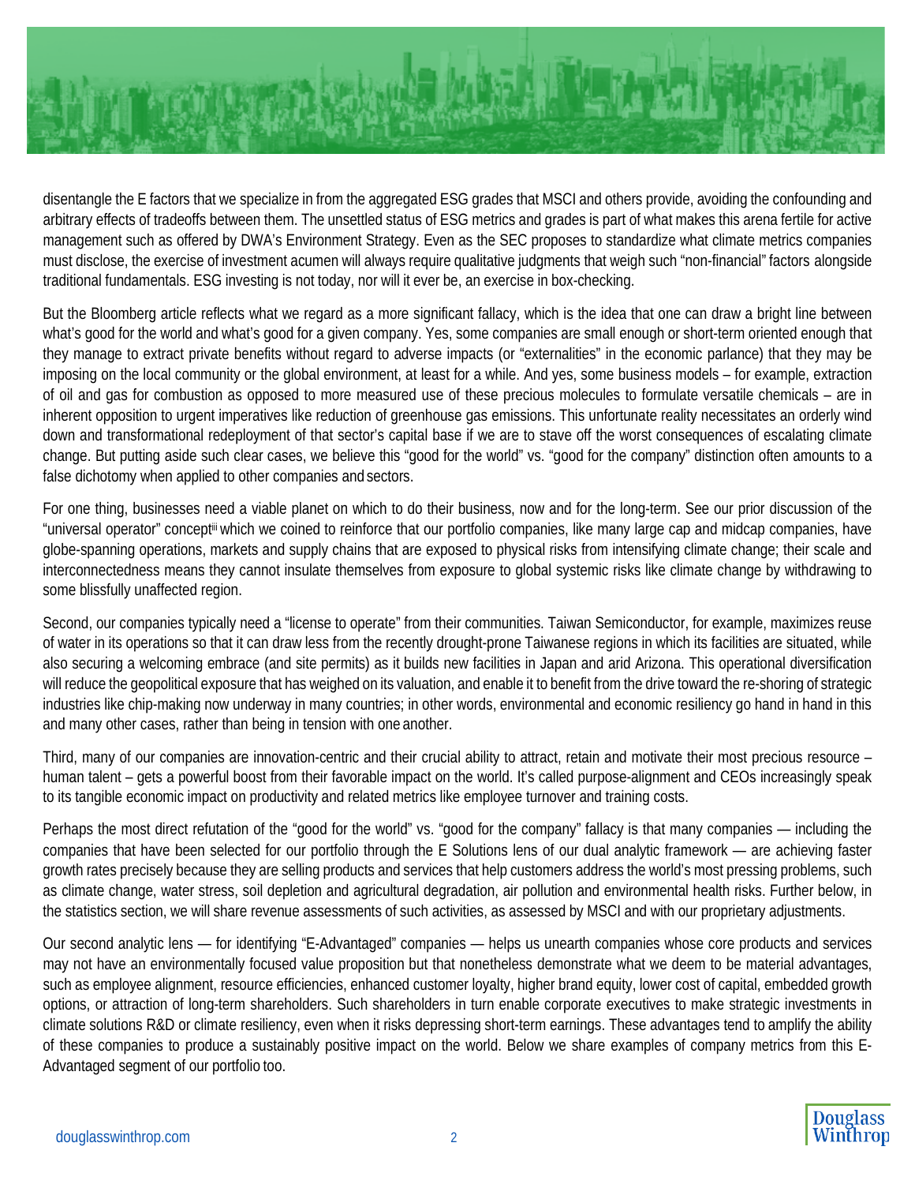disentangle the E factors that we specialize in from the aggregated ESG grades that MSCI and others provide, avoiding the confounding and arbitrary effects of tradeoffs between them. The unsettled status of ESG metrics and grades is part of what makes this arena fertile for active management such as offered by DWA's Environment Strategy. Even as the SEC proposes to standardize what climate metrics companies must disclose, the exercise of investment acumen will always require qualitative judgments that weigh such "non-financial" factors alongside traditional fundamentals. ESG investing is not today, nor will it ever be, an exercise in box-checking.

But the Bloomberg article reflects what we regard as a more significant fallacy, which is the idea that one can draw a bright line between what's good for the world and what's good for a given company. Yes, some companies are small enough or short-term oriented enough that they manage to extract private benefits without regard to adverse impacts (or "externalities" in the economic parlance) that they may be imposing on the local community or the global environment, at least for a while. And yes, some business models – for example, extraction of oil and gas for combustion as opposed to more measured use of these precious molecules to formulate versatile chemicals – are in inherent opposition to urgent imperatives like reduction of greenhouse gas emissions. This unfortunate reality necessitates an orderly wind down and transformational redeployment of that sector's capital base if we are to stave off the worst consequences of escalating climate change. But putting aside such clear cases, we believe this "good for the world" vs. "good for the company" distinction often amounts to a false dichotomy when applied to other companies and sectors.

For one thing, businesses need a viable planet on which to do their business, now and for the long-term. See our prior discussion of the "universal operator" concept[iii] which we coined to reinforce that our portfolio companies, like many large cap and midcap companies, have globe-spanning operations, markets and supply chains that are exposed to physical risks from intensifying climate change; their scale and interconnectedness means they cannot insulate themselves from exposure to global systemic risks like climate change by withdrawing to some blissfully unaffected region.

Second, our companies typically need a "license to operate" from their communities. Taiwan Semiconductor, for example, maximizes reuse of water in its operations so that it can draw less from the recently drought-prone Taiwanese regions in which its facilities are situated, while also securing a welcoming embrace (and site permits) as it builds new facilities in Japan and arid Arizona. This operational diversification will reduce the geopolitical exposure that has weighed on its valuation, and enable it to benefit from the drive toward the re-shoring of strategic industries like chip-making now underway in many countries; in other words, environmental and economic resiliency go hand in hand in this and many other cases, rather than being in tension with one another.

Third, many of our companies are innovation-centric and their crucial ability to attract, retain and motivate their most precious resource – human talent – gets a powerful boost from their favorable impact on the world. It's called purpose-alignment and CEOs increasingly speak to its tangible economic impact on productivity and related metrics like employee turnover and training costs.

Perhaps the most direct refutation of the "good for the world" vs. "good for the company" fallacy is that many companies — including the companies that have been selected for our portfolio through the E Solutions lens of our dual analytic framework — are achieving faster growth rates precisely because they are selling products and services that help customers address the world's most pressing problems, such as climate change, water stress, soil depletion and agricultural degradation, air pollution and environmental health risks. Further below, in the statistics section, we will share revenue assessments of such activities, as assessed by MSCI and with our proprietary adjustments.

Our second analytic lens — for identifying "E-Advantaged" companies — helps us unearth companies whose core products and services may not have an environmentally focused value proposition but that nonetheless demonstrate what we deem to be material advantages, such as employee alignment, resource efficiencies, enhanced customer loyalty, higher brand equity, lower cost of capital, embedded growth options, or attraction of long-term shareholders. Such shareholders in turn enable corporate executives to make strategic investments in climate solutions R&D or climate resiliency, even when it risks depressing short-term earnings. These advantages tend to amplify the ability of these companies to produce a sustainably positive impact on the world. Below we share examples of company metrics from this E-Advantaged segment of our portfolio too.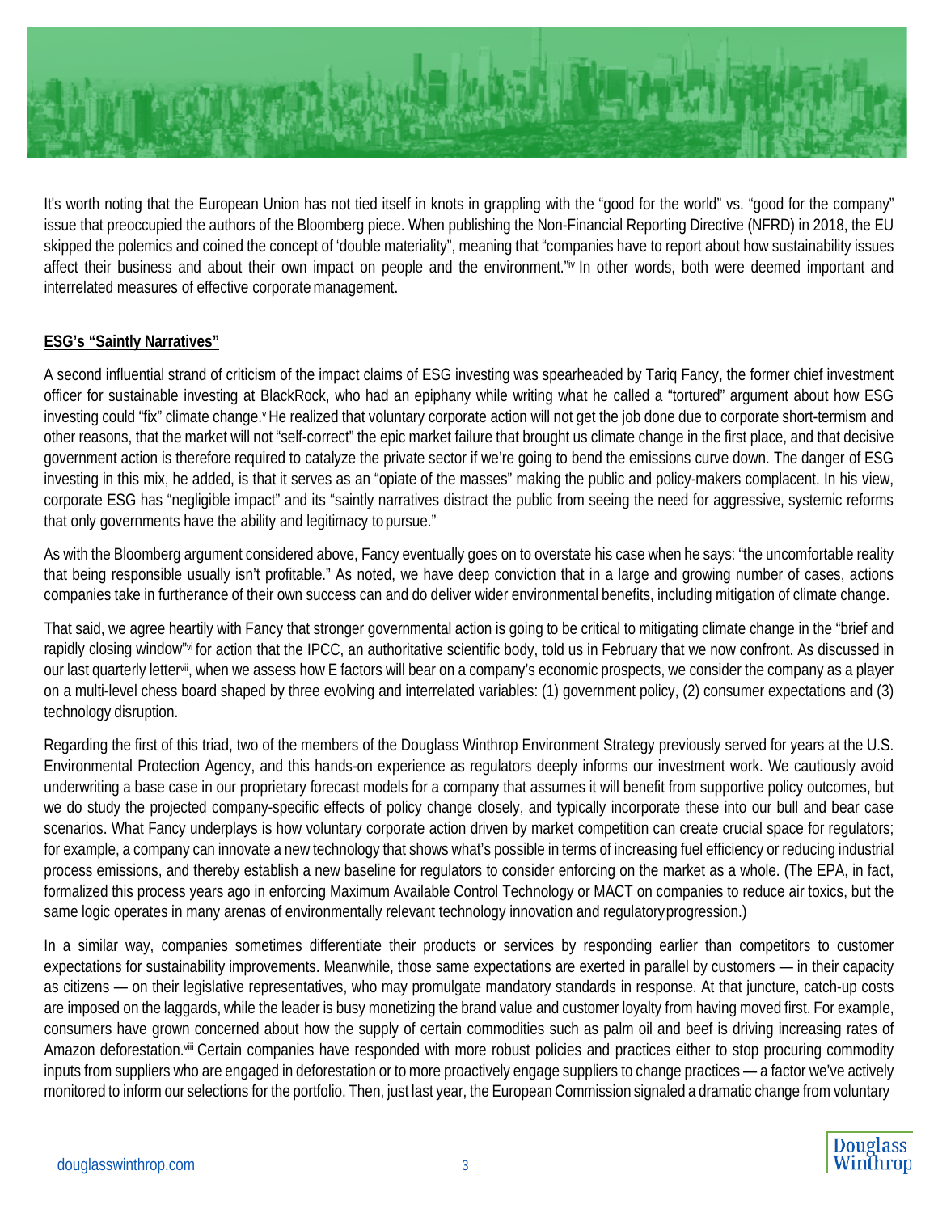It's worth noting that the European Union has not tied itself in knots in grappling with the "good for the world" vs. "good for the company" issue that preoccupied the authors of the Bloomberg piece. When publishing the Non-Financial Reporting Directive (NFRD) in 2018, the EU skipped the polemics and coined the concept of 'double materiality", meaning that "companies have to report about how sustainability issues affect their business and about their own impact on people and the environment."[iv] In other words, both were deemed important and interrelated measures of effective corporate management.

**ESG's "Saintly Narratives"**

A second influential strand of criticism of the impact claims of ESG investing was spearheaded by Tariq Fancy, the former chief investment officer for sustainable investing at BlackRock, who had an epiphany while writing what he called a "tortured" argument about how ESG investing could "fix" climate change.[v] He realized that voluntary corporate action will not get the job done due to corporate short-termism and other reasons, that the market will not "self-correct" the epic market failure that brought us climate change in the first place, and that decisive government action is therefore required to catalyze the private sector if we're going to bend the emissions curve down. The danger of ESG investing in this mix, he added, is that it serves as an "opiate of the masses" making the public and policy-makers complacent. In his view, corporate ESG has "negligible impact" and its "saintly narratives distract the public from seeing the need for aggressive, systemic reforms that only governments have the ability and legitimacy to pursue."

As with the Bloomberg argument considered above, Fancy eventually goes on to overstate his case when he says: "the uncomfortable reality that being responsible usually isn't profitable." As noted, we have deep conviction that in a large and growing number of cases, actions companies take in furtherance of their own success can and do deliver wider environmental benefits, including mitigation of climate change.

That said, we agree heartily with Fancy that stronger governmental action is going to be critical to mitigating climate change in the "brief and rapidly closing window"[vi] for action that the IPCC, an authoritative scientific body, told us in February that we now confront. As discussed in our last quarterly letter[vii], when we assess how E factors will bear on a company's economic prospects, we consider the company as a player on a multi-level chess board shaped by three evolving and interrelated variables: (1) government policy, (2) consumer expectations and (3) technology disruption.

Regarding the first of this triad, two of the members of the Douglass Winthrop Environment Strategy previously served for years at the U.S. Environmental Protection Agency, and this hands-on experience as regulators deeply informs our investment work. We cautiously avoid underwriting a base case in our proprietary forecast models for a company that assumes it will benefit from supportive policy outcomes, but we do study the projected company-specific effects of policy change closely, and typically incorporate these into our bull and bear case scenarios. What Fancy underplays is how voluntary corporate action driven by market competition can create crucial space for regulators; for example, a company can innovate a new technology that shows what's possible in terms of increasing fuel efficiency or reducing industrial process emissions, and thereby establish a new baseline for regulators to consider enforcing on the market as a whole. (The EPA, in fact, formalized this process years ago in enforcing Maximum Available Control Technology or MACT on companies to reduce air toxics, but the same logic operates in many arenas of environmentally relevant technology innovation and regulatory progression.)

In a similar way, companies sometimes differentiate their products or services by responding earlier than competitors to customer expectations for sustainability improvements. Meanwhile, those same expectations are exerted in parallel by customers — in their capacity as citizens — on their legislative representatives, who may promulgate mandatory standards in response. At that juncture, catch-up costs are imposed on the laggards, while the leader is busy monetizing the brand value and customer loyalty from having moved first. For example, consumers have grown concerned about how the supply of certain commodities such as palm oil and beef is driving increasing rates of Amazon deforestation.[viii] Certain companies have responded with more robust policies and practices either to stop procuring commodity inputs from suppliers who are engaged in deforestation or to more proactively engage suppliers to change practices — a factor we've actively monitored to inform our selections for the portfolio. Then, just last year, the European Commission signaled a dramatic change from voluntary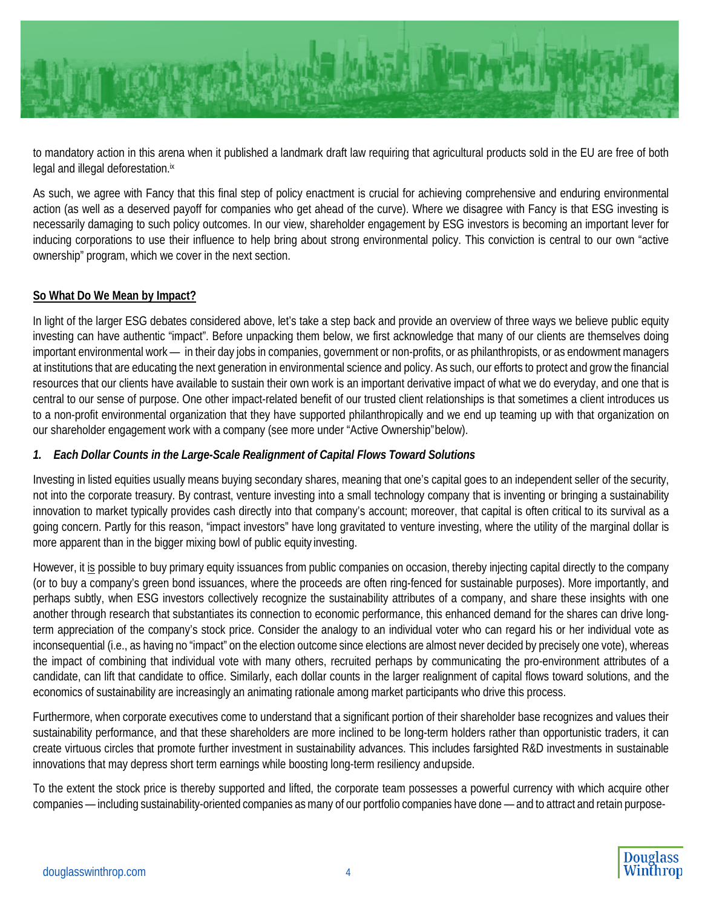to mandatory action in this arena when it published a landmark draft law requiring that agricultural products sold in the EU are free of both legal and illegal deforestation.[ix]

As such, we agree with Fancy that this final step of policy enactment is crucial for achieving comprehensive and enduring environmental action (as well as a deserved payoff for companies who get ahead of the curve). Where we disagree with Fancy is that ESG investing is necessarily damaging to such policy outcomes. In our view, shareholder engagement by ESG investors is becoming an important lever for inducing corporations to use their influence to help bring about strong environmental policy. This conviction is central to our own "active ownership" program, which we cover in the next section.

## So What Do We Mean by Impact?

In light of the larger ESG debates considered above, let's take a step back and provide an overview of three ways we believe public equity investing can have authentic "impact". Before unpacking them below, we first acknowledge that many of our clients are themselves doing important environmental work — in their day jobs in companies, government or non-profits, or as philanthropists, or as endowment managers at institutions that are educating the next generation in environmental science and policy. As such, our efforts to protect and grow the financial resources that our clients have available to sustain their own work is an important derivative impact of what we do everyday, and one that is central to our sense of purpose. One other impact-related benefit of our trusted client relationships is that sometimes a client introduces us to a non-profit environmental organization that they have supported philanthropically and we end up teaming up with that organization on our shareholder engagement work with a company (see more under "Active Ownership" below).

### *1. Each Dollar Counts in the Large-Scale Realignment of Capital Flows Toward Solutions*

Investing in listed equities usually means buying secondary shares, meaning that one's capital goes to an independent seller of the security, not into the corporate treasury. By contrast, venture investing into a small technology company that is inventing or bringing a sustainability innovation to market typically provides cash directly into that company's account; moreover, that capital is often critical to its survival as a going concern. Partly for this reason, "impact investors" have long gravitated to venture investing, where the utility of the marginal dollar is more apparent than in the bigger mixing bowl of public equity investing.

However, it is possible to buy primary equity issuances from public companies on occasion, thereby injecting capital directly to the company (or to buy a company's green bond issuances, where the proceeds are often ring-fenced for sustainable purposes). More importantly, and perhaps subtly, when ESG investors collectively recognize the sustainability attributes of a company, and share these insights with one another through research that substantiates its connection to economic performance, this enhanced demand for the shares can drive long-term appreciation of the company's stock price. Consider the analogy to an individual voter who can regard his or her individual vote as inconsequential (i.e., as having no "impact" on the election outcome since elections are almost never decided by precisely one vote), whereas the impact of combining that individual vote with many others, recruited perhaps by communicating the pro-environment attributes of a candidate, can lift that candidate to office. Similarly, each dollar counts in the larger realignment of capital flows toward solutions, and the economics of sustainability are increasingly an animating rationale among market participants who drive this process.

Furthermore, when corporate executives come to understand that a significant portion of their shareholder base recognizes and values their sustainability performance, and that these shareholders are more inclined to be long-term holders rather than opportunistic traders, it can create virtuous circles that promote further investment in sustainability advances. This includes farsighted R&D investments in sustainable innovations that may depress short term earnings while boosting long-term resiliency and upside.

To the extent the stock price is thereby supported and lifted, the corporate team possesses a powerful currency with which acquire other companies — including sustainability-oriented companies as many of our portfolio companies have done — and to attract and retain purpose-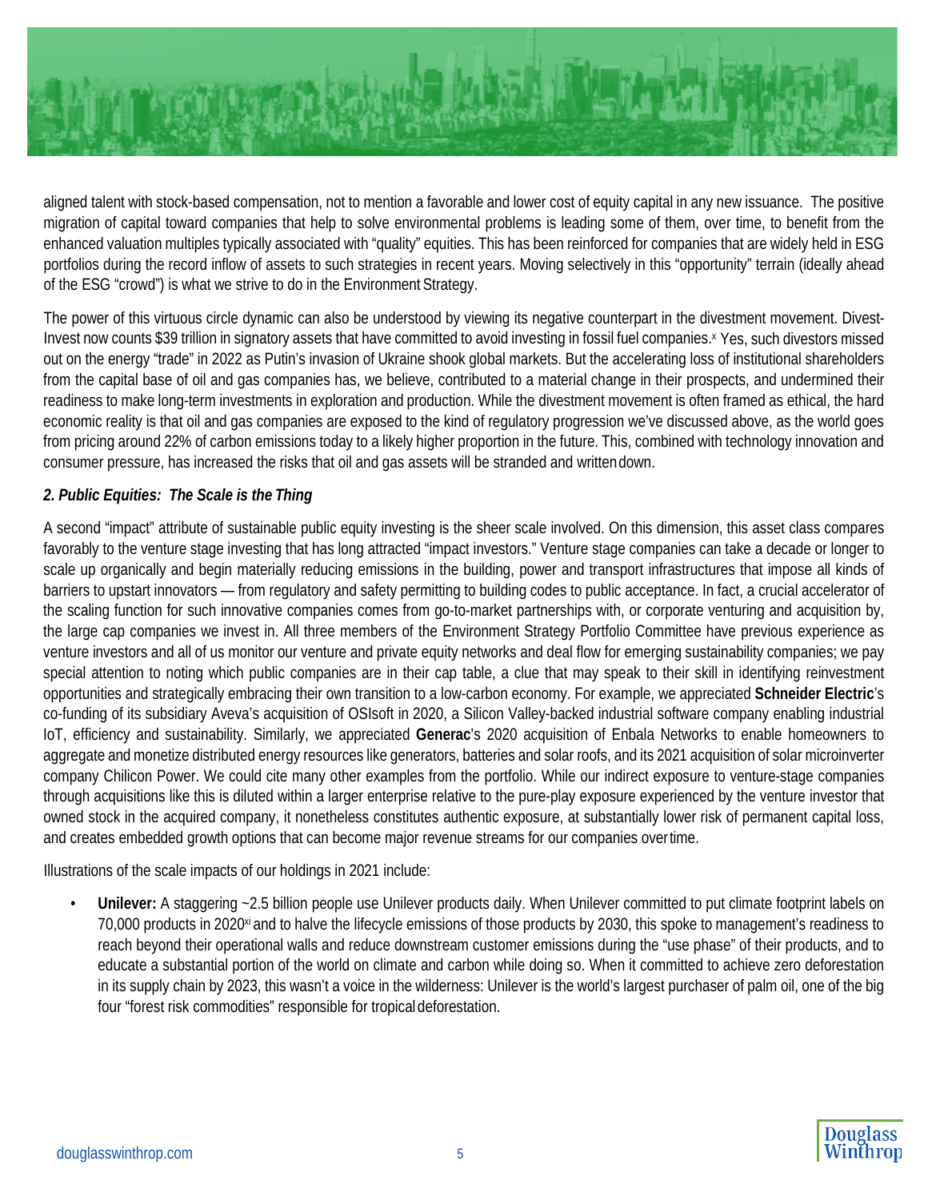aligned talent with stock-based compensation, not to mention a favorable and lower cost of equity capital in any new issuance. The positive migration of capital toward companies that help to solve environmental problems is leading some of them, over time, to benefit from the enhanced valuation multiples typically associated with "quality" equities. This has been reinforced for companies that are widely held in ESG portfolios during the record inflow of assets to such strategies in recent years. Moving selectively in this "opportunity" terrain (ideally ahead of the ESG "crowd") is what we strive to do in the Environment Strategy.

The power of this virtuous circle dynamic can also be understood by viewing its negative counterpart in the divestment movement. Divest-Invest now counts $39 trillion in signatory assets that have committed to avoid investing in fossil fuel companies.[x] Yes, such divestors missed out on the energy "trade" in 2022 as Putin's invasion of Ukraine shook global markets. But the accelerating loss of institutional shareholders from the capital base of oil and gas companies has, we believe, contributed to a material change in their prospects, and undermined their readiness to make long-term investments in exploration and production. While the divestment movement is often framed as ethical, the hard economic reality is that oil and gas companies are exposed to the kind of regulatory progression we've discussed above, as the world goes from pricing around 22% of carbon emissions today to a likely higher proportion in the future. This, combined with technology innovation and consumer pressure, has increased the risks that oil and gas assets will be stranded and written down.

### *2. Public Equities: The Scale is the Thing*

A second "impact" attribute of sustainable public equity investing is the sheer scale involved. On this dimension, this asset class compares favorably to the venture stage investing that has long attracted "impact investors." Venture stage companies can take a decade or longer to scale up organically and begin materially reducing emissions in the building, power and transport infrastructures that impose all kinds of barriers to upstart innovators — from regulatory and safety permitting to building codes to public acceptance. In fact, a crucial accelerator of the scaling function for such innovative companies comes from go-to-market partnerships with, or corporate venturing and acquisition by, the large cap companies we invest in. All three members of the Environment Strategy Portfolio Committee have previous experience as venture investors and all of us monitor our venture and private equity networks and deal flow for emerging sustainability companies; we pay special attention to noting which public companies are in their cap table, a clue that may speak to their skill in identifying reinvestment opportunities and strategically embracing their own transition to a low-carbon economy. For example, we appreciated **Schneider Electric**'s co-funding of its subsidiary Aveva's acquisition of OSIsoft in 2020, a Silicon Valley-backed industrial software company enabling industrial IoT, efficiency and sustainability. Similarly, we appreciated **Generac**'s 2020 acquisition of Enbala Networks to enable homeowners to aggregate and monetize distributed energy resources like generators, batteries and solar roofs, and its 2021 acquisition of solar microinverter company Chilicon Power. We could cite many other examples from the portfolio. While our indirect exposure to venture-stage companies through acquisitions like this is diluted within a larger enterprise relative to the pure-play exposure experienced by the venture investor that owned stock in the acquired company, it nonetheless constitutes authentic exposure, at substantially lower risk of permanent capital loss, and creates embedded growth options that can become major revenue streams for our companies over time.

Illustrations of the scale impacts of our holdings in 2021 include:

- **Unilever:** A staggering ~2.5 billion people use Unilever products daily. When Unilever committed to put climate footprint labels on 70,000 products in 2020[xi] and to halve the lifecycle emissions of those products by 2030, this spoke to management's readiness to reach beyond their operational walls and reduce downstream customer emissions during the "use phase" of their products, and to educate a substantial portion of the world on climate and carbon while doing so. When it committed to achieve zero deforestation in its supply chain by 2023, this wasn't a voice in the wilderness: Unilever is the world's largest purchaser of palm oil, one of the big four "forest risk commodities" responsible for tropical deforestation.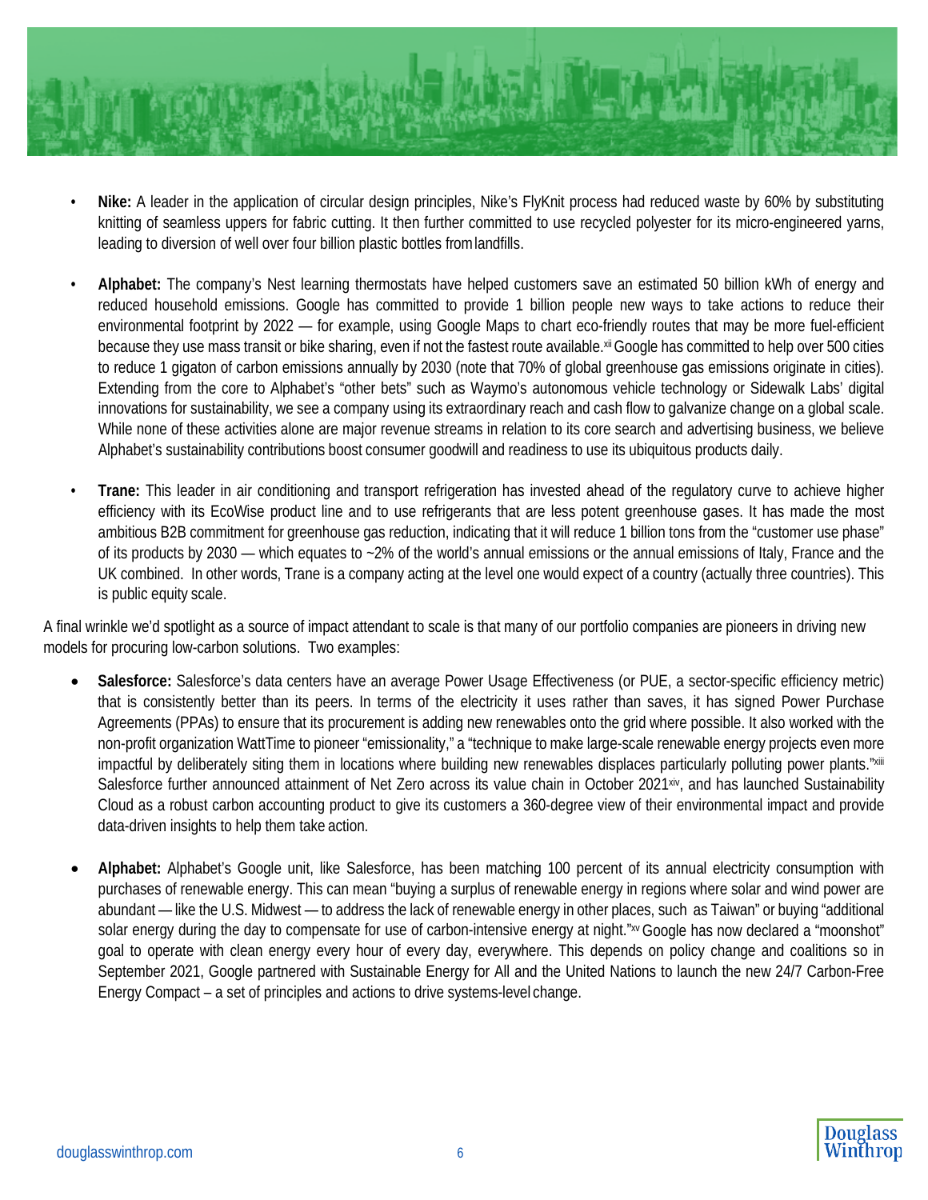- **Nike:** A leader in the application of circular design principles, Nike's FlyKnit process had reduced waste by 60% by substituting knitting of seamless uppers for fabric cutting. It then further committed to use recycled polyester for its micro-engineered yarns, leading to diversion of well over four billion plastic bottles from landfills.

- **Alphabet:** The company's Nest learning thermostats have helped customers save an estimated 50 billion kWh of energy and reduced household emissions. Google has committed to provide 1 billion people new ways to take actions to reduce their environmental footprint by 2022 — for example, using Google Maps to chart eco-friendly routes that may be more fuel-efficient because they use mass transit or bike sharing, even if not the fastest route available.[xii] Google has committed to help over 500 cities to reduce 1 gigaton of carbon emissions annually by 2030 (note that 70% of global greenhouse gas emissions originate in cities). Extending from the core to Alphabet's "other bets" such as Waymo's autonomous vehicle technology or Sidewalk Labs' digital innovations for sustainability, we see a company using its extraordinary reach and cash flow to galvanize change on a global scale. While none of these activities alone are major revenue streams in relation to its core search and advertising business, we believe Alphabet's sustainability contributions boost consumer goodwill and readiness to use its ubiquitous products daily.

- **Trane:** This leader in air conditioning and transport refrigeration has invested ahead of the regulatory curve to achieve higher efficiency with its EcoWise product line and to use refrigerants that are less potent greenhouse gases. It has made the most ambitious B2B commitment for greenhouse gas reduction, indicating that it will reduce 1 billion tons from the "customer use phase" of its products by 2030 — which equates to ~2% of the world's annual emissions or the annual emissions of Italy, France and the UK combined. In other words, Trane is a company acting at the level one would expect of a country (actually three countries). This is public equity scale.

A final wrinkle we'd spotlight as a source of impact attendant to scale is that many of our portfolio companies are pioneers in driving new models for procuring low-carbon solutions. Two examples:

- **Salesforce:** Salesforce's data centers have an average Power Usage Effectiveness (or PUE, a sector-specific efficiency metric) that is consistently better than its peers. In terms of the electricity it uses rather than saves, it has signed Power Purchase Agreements (PPAs) to ensure that its procurement is adding new renewables onto the grid where possible. It also worked with the non-profit organization WattTime to pioneer "emissionality," a "technique to make large-scale renewable energy projects even more impactful by deliberately siting them in locations where building new renewables displaces particularly polluting power plants."[xiii] Salesforce further announced attainment of Net Zero across its value chain in October 2021[xiv], and has launched Sustainability Cloud as a robust carbon accounting product to give its customers a 360-degree view of their environmental impact and provide data-driven insights to help them take action.

- **Alphabet:** Alphabet's Google unit, like Salesforce, has been matching 100 percent of its annual electricity consumption with purchases of renewable energy. This can mean "buying a surplus of renewable energy in regions where solar and wind power are abundant — like the U.S. Midwest — to address the lack of renewable energy in other places, such as Taiwan" or buying "additional solar energy during the day to compensate for use of carbon-intensive energy at night."[xv] Google has now declared a "moonshot" goal to operate with clean energy every hour of every day, everywhere. This depends on policy change and coalitions so in September 2021, Google partnered with Sustainable Energy for All and the United Nations to launch the new 24/7 Carbon-Free Energy Compact – a set of principles and actions to drive systems-level change.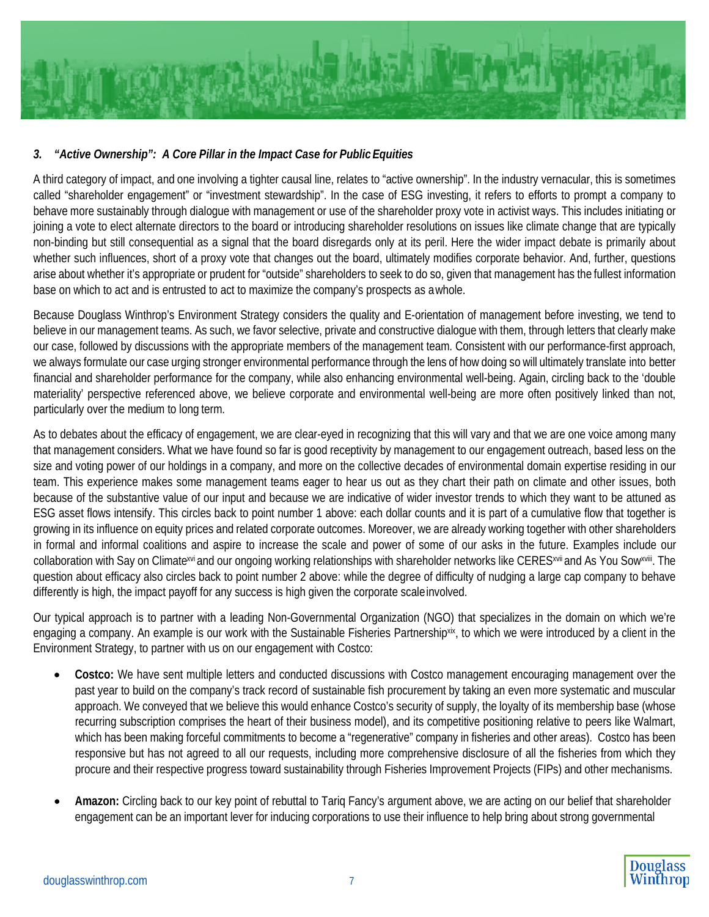### *3. "Active Ownership": A Core Pillar in the Impact Case for Public Equities*

A third category of impact, and one involving a tighter causal line, relates to "active ownership". In the industry vernacular, this is sometimes called "shareholder engagement" or "investment stewardship". In the case of ESG investing, it refers to efforts to prompt a company to behave more sustainably through dialogue with management or use of the shareholder proxy vote in activist ways. This includes initiating or joining a vote to elect alternate directors to the board or introducing shareholder resolutions on issues like climate change that are typically non-binding but still consequential as a signal that the board disregards only at its peril. Here the wider impact debate is primarily about whether such influences, short of a proxy vote that changes out the board, ultimately modifies corporate behavior. And, further, questions arise about whether it's appropriate or prudent for "outside" shareholders to seek to do so, given that management has the fullest information base on which to act and is entrusted to act to maximize the company's prospects as a whole.

Because Douglass Winthrop's Environment Strategy considers the quality and E-orientation of management before investing, we tend to believe in our management teams. As such, we favor selective, private and constructive dialogue with them, through letters that clearly make our case, followed by discussions with the appropriate members of the management team. Consistent with our performance-first approach, we always formulate our case urging stronger environmental performance through the lens of how doing so will ultimately translate into better financial and shareholder performance for the company, while also enhancing environmental well-being. Again, circling back to the 'double materiality' perspective referenced above, we believe corporate and environmental well-being are more often positively linked than not, particularly over the medium to long term.

As to debates about the efficacy of engagement, we are clear-eyed in recognizing that this will vary and that we are one voice among many that management considers. What we have found so far is good receptivity by management to our engagement outreach, based less on the size and voting power of our holdings in a company, and more on the collective decades of environmental domain expertise residing in our team. This experience makes some management teams eager to hear us out as they chart their path on climate and other issues, both because of the substantive value of our input and because we are indicative of wider investor trends to which they want to be attuned as ESG asset flows intensify. This circles back to point number 1 above: each dollar counts and it is part of a cumulative flow that together is growing in its influence on equity prices and related corporate outcomes. Moreover, we are already working together with other shareholders in formal and informal coalitions and aspire to increase the scale and power of some of our asks in the future. Examples include our collaboration with Say on Climate[xvi] and our ongoing working relationships with shareholder networks like CERES[xvii] and As You Sow[xviii]. The question about efficacy also circles back to point number 2 above: while the degree of difficulty of nudging a large cap company to behave differently is high, the impact payoff for any success is high given the corporate scale involved.

Our typical approach is to partner with a leading Non-Governmental Organization (NGO) that specializes in the domain on which we're engaging a company. An example is our work with the Sustainable Fisheries Partnership[xix], to which we were introduced by a client in the Environment Strategy, to partner with us on our engagement with Costco:

- **Costco:** We have sent multiple letters and conducted discussions with Costco management encouraging management over the past year to build on the company's track record of sustainable fish procurement by taking an even more systematic and muscular approach. We conveyed that we believe this would enhance Costco's security of supply, the loyalty of its membership base (whose recurring subscription comprises the heart of their business model), and its competitive positioning relative to peers like Walmart, which has been making forceful commitments to become a "regenerative" company in fisheries and other areas). Costco has been responsive but has not agreed to all our requests, including more comprehensive disclosure of all the fisheries from which they procure and their respective progress toward sustainability through Fisheries Improvement Projects (FIPs) and other mechanisms.

- **Amazon:** Circling back to our key point of rebuttal to Tariq Fancy's argument above, we are acting on our belief that shareholder engagement can be an important lever for inducing corporations to use their influence to help bring about strong governmental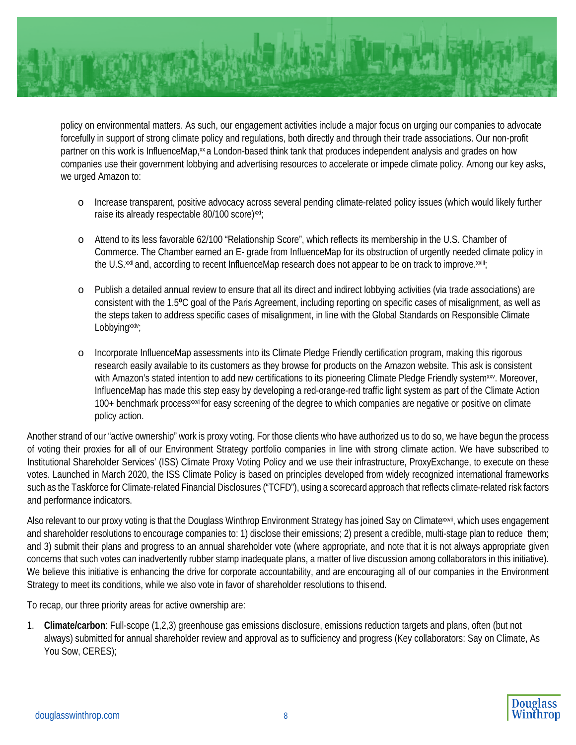policy on environmental matters. As such, our engagement activities include a major focus on urging our companies to advocate forcefully in support of strong climate policy and regulations, both directly and through their trade associations. Our non-profit partner on this work is InfluenceMap,[xx] a London-based think tank that produces independent analysis and grades on how companies use their government lobbying and advertising resources to accelerate or impede climate policy. Among our key asks, we urged Amazon to:

- Increase transparent, positive advocacy across several pending climate-related policy issues (which would likely further raise its already respectable 80/100 score)[xxi];
- Attend to its less favorable 62/100 "Relationship Score", which reflects its membership in the U.S. Chamber of Commerce. The Chamber earned an E- grade from InfluenceMap for its obstruction of urgently needed climate policy in the U.S.[xxii] and, according to recent InfluenceMap research does not appear to be on track to improve.[xxiii];
- Publish a detailed annual review to ensure that all its direct and indirect lobbying activities (via trade associations) are consistent with the 1.5ºC goal of the Paris Agreement, including reporting on specific cases of misalignment, as well as the steps taken to address specific cases of misalignment, in line with the Global Standards on Responsible Climate Lobbying[xxiv];
- Incorporate InfluenceMap assessments into its Climate Pledge Friendly certification program, making this rigorous research easily available to its customers as they browse for products on the Amazon website. This ask is consistent with Amazon's stated intention to add new certifications to its pioneering Climate Pledge Friendly system[xxv]. Moreover, InfluenceMap has made this step easy by developing a red-orange-red traffic light system as part of the Climate Action 100+ benchmark process[xxvi] for easy screening of the degree to which companies are negative or positive on climate policy action.

Another strand of our "active ownership" work is proxy voting. For those clients who have authorized us to do so, we have begun the process of voting their proxies for all of our Environment Strategy portfolio companies in line with strong climate action. We have subscribed to Institutional Shareholder Services' (ISS) Climate Proxy Voting Policy and we use their infrastructure, ProxyExchange, to execute on these votes. Launched in March 2020, the ISS Climate Policy is based on principles developed from widely recognized international frameworks such as the Taskforce for Climate-related Financial Disclosures ("TCFD"), using a scorecard approach that reflects climate-related risk factors and performance indicators.

Also relevant to our proxy voting is that the Douglass Winthrop Environment Strategy has joined Say on Climate[xxvii], which uses engagement and shareholder resolutions to encourage companies to: 1) disclose their emissions; 2) present a credible, multi-stage plan to reduce them; and 3) submit their plans and progress to an annual shareholder vote (where appropriate, and note that it is not always appropriate given concerns that such votes can inadvertently rubber stamp inadequate plans, a matter of live discussion among collaborators in this initiative). We believe this initiative is enhancing the drive for corporate accountability, and are encouraging all of our companies in the Environment Strategy to meet its conditions, while we also vote in favor of shareholder resolutions to this end.

To recap, our three priority areas for active ownership are:

1. **Climate/carbon**: Full-scope (1,2,3) greenhouse gas emissions disclosure, emissions reduction targets and plans, often (but not always) submitted for annual shareholder review and approval as to sufficiency and progress (Key collaborators: Say on Climate, As You Sow, CERES);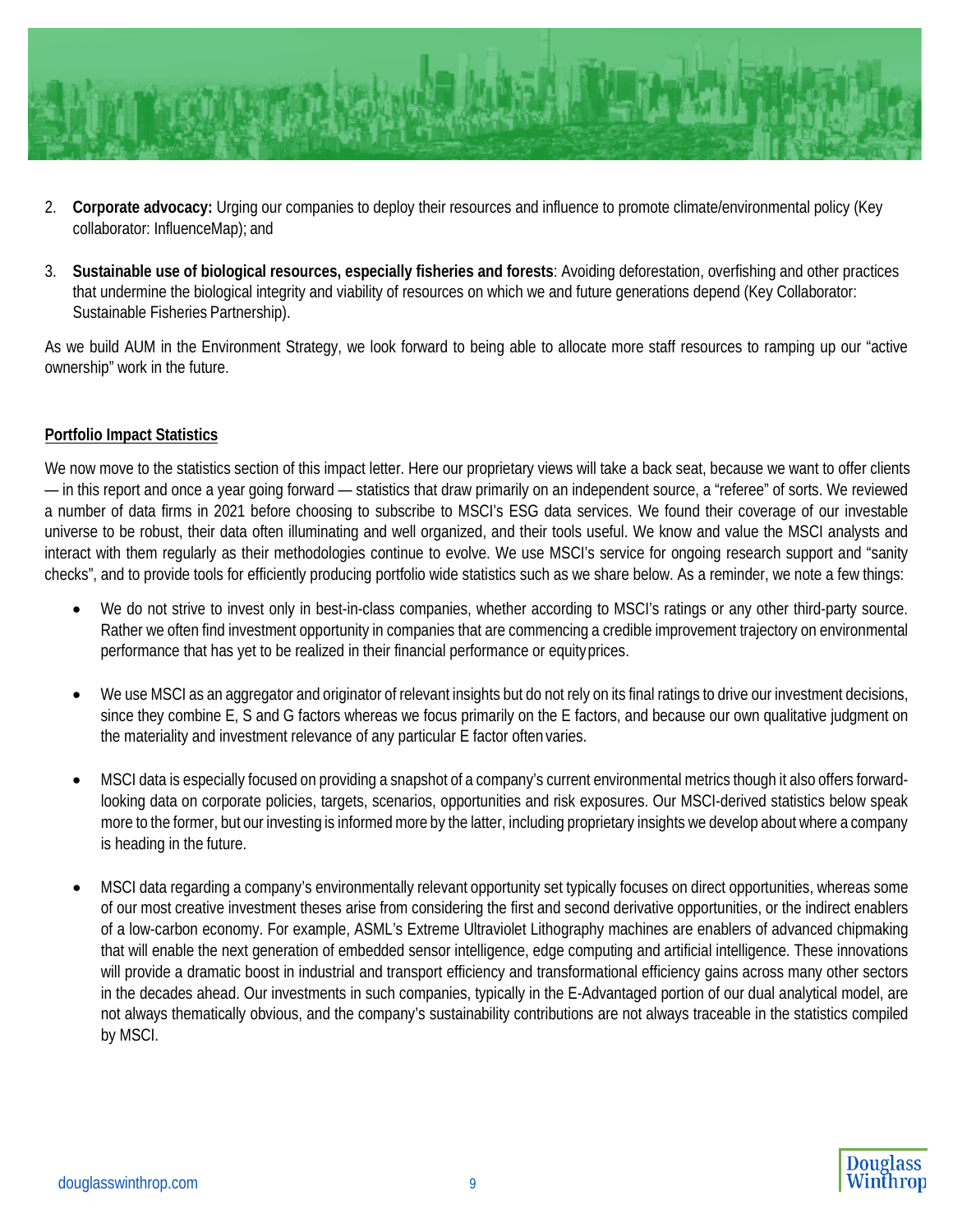2. **Corporate advocacy:** Urging our companies to deploy their resources and influence to promote climate/environmental policy (Key collaborator: InfluenceMap); and

3. **Sustainable use of biological resources, especially fisheries and forests**: Avoiding deforestation, overfishing and other practices that undermine the biological integrity and viability of resources on which we and future generations depend (Key Collaborator: Sustainable Fisheries Partnership).

As we build AUM in the Environment Strategy, we look forward to being able to allocate more staff resources to ramping up our "active ownership" work in the future.

**Portfolio Impact Statistics**

We now move to the statistics section of this impact letter. Here our proprietary views will take a back seat, because we want to offer clients — in this report and once a year going forward — statistics that draw primarily on an independent source, a "referee" of sorts. We reviewed a number of data firms in 2021 before choosing to subscribe to MSCI's ESG data services. We found their coverage of our investable universe to be robust, their data often illuminating and well organized, and their tools useful. We know and value the MSCI analysts and interact with them regularly as their methodologies continue to evolve. We use MSCI's service for ongoing research support and "sanity checks", and to provide tools for efficiently producing portfolio wide statistics such as we share below. As a reminder, we note a few things:

- We do not strive to invest only in best-in-class companies, whether according to MSCI's ratings or any other third-party source. Rather we often find investment opportunity in companies that are commencing a credible improvement trajectory on environmental performance that has yet to be realized in their financial performance or equity prices.

- We use MSCI as an aggregator and originator of relevant insights but do not rely on its final ratings to drive our investment decisions, since they combine E, S and G factors whereas we focus primarily on the E factors, and because our own qualitative judgment on the materiality and investment relevance of any particular E factor often varies.

- MSCI data is especially focused on providing a snapshot of a company's current environmental metrics though it also offers forward-looking data on corporate policies, targets, scenarios, opportunities and risk exposures. Our MSCI-derived statistics below speak more to the former, but our investing is informed more by the latter, including proprietary insights we develop about where a company is heading in the future.

- MSCI data regarding a company's environmentally relevant opportunity set typically focuses on direct opportunities, whereas some of our most creative investment theses arise from considering the first and second derivative opportunities, or the indirect enablers of a low-carbon economy. For example, ASML's Extreme Ultraviolet Lithography machines are enablers of advanced chipmaking that will enable the next generation of embedded sensor intelligence, edge computing and artificial intelligence. These innovations will provide a dramatic boost in industrial and transport efficiency and transformational efficiency gains across many other sectors in the decades ahead. Our investments in such companies, typically in the E-Advantaged portion of our dual analytical model, are not always thematically obvious, and the company's sustainability contributions are not always traceable in the statistics compiled by MSCI.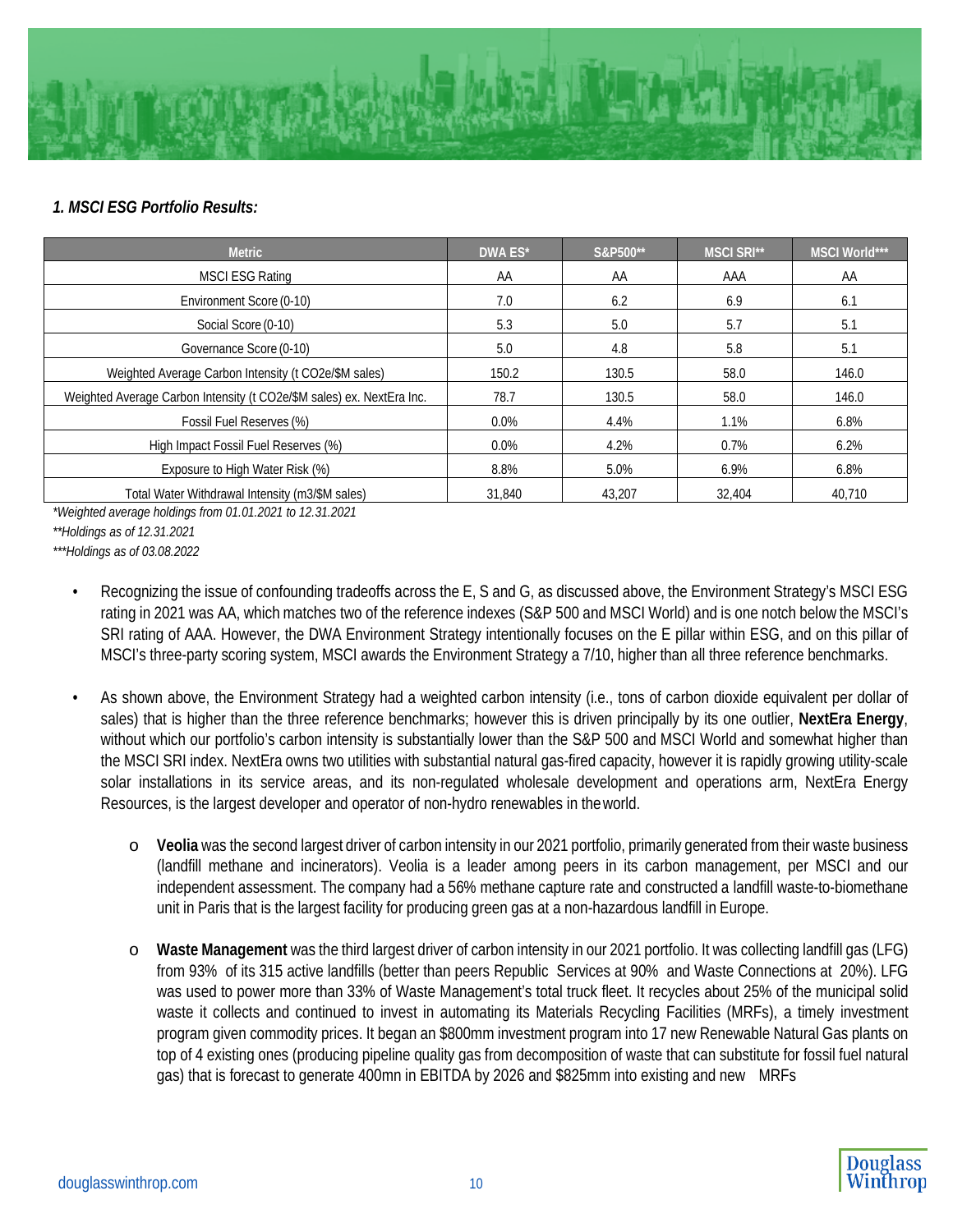*1. MSCI ESG Portfolio Results:*

| Metric | DWA ES* | S&P500** | MSCI SRI** | MSCI World*** |
|---|---|---|---|---|
| MSCI ESG Rating | AA | AA | AAA | AA |
| Environment Score (0-10) | 7.0 | 6.2 | 6.9 | 6.1 |
| Social Score (0-10) | 5.3 | 5.0 | 5.7 | 5.1 |
| Governance Score (0-10) | 5.0 | 4.8 | 5.8 | 5.1 |
| Weighted Average Carbon Intensity (t CO2e/$M sales) | 150.2 | 130.5 | 58.0 | 146.0 |
| Weighted Average Carbon Intensity (t CO2e/$M sales) ex. NextEra Inc. | 78.7 | 130.5 | 58.0 | 146.0 |
| Fossil Fuel Reserves (%) | 0.0% | 4.4% | 1.1% | 6.8% |
| High Impact Fossil Fuel Reserves (%) | 0.0% | 4.2% | 0.7% | 6.2% |
| Exposure to High Water Risk (%) | 8.8% | 5.0% | 6.9% | 6.8% |
| Total Water Withdrawal Intensity (m3/$M sales) | 31,840 | 43,207 | 32,404 | 40,710 |

*\*Weighted average holdings from 01.01.2021 to 12.31.2021*

*\*\*Holdings as of 12.31.2021*

*\*\*\*Holdings as of 03.08.2022*

- Recognizing the issue of confounding tradeoffs across the E, S and G, as discussed above, the Environment Strategy's MSCI ESG rating in 2021 was AA, which matches two of the reference indexes (S&P 500 and MSCI World) and is one notch below the MSCI's SRI rating of AAA. However, the DWA Environment Strategy intentionally focuses on the E pillar within ESG, and on this pillar of MSCI's three-party scoring system, MSCI awards the Environment Strategy a 7/10, higher than all three reference benchmarks.

- As shown above, the Environment Strategy had a weighted carbon intensity (i.e., tons of carbon dioxide equivalent per dollar of sales) that is higher than the three reference benchmarks; however this is driven principally by its one outlier, **NextEra Energy**, without which our portfolio's carbon intensity is substantially lower than the S&P 500 and MSCI World and somewhat higher than the MSCI SRI index. NextEra owns two utilities with substantial natural gas-fired capacity, however it is rapidly growing utility-scale solar installations in its service areas, and its non-regulated wholesale development and operations arm, NextEra Energy Resources, is the largest developer and operator of non-hydro renewables in the world.

  - **Veolia** was the second largest driver of carbon intensity in our 2021 portfolio, primarily generated from their waste business (landfill methane and incinerators). Veolia is a leader among peers in its carbon management, per MSCI and our independent assessment. The company had a 56% methane capture rate and constructed a landfill waste-to-biomethane unit in Paris that is the largest facility for producing green gas at a non-hazardous landfill in Europe.

  - **Waste Management** was the third largest driver of carbon intensity in our 2021 portfolio. It was collecting landfill gas (LFG) from 93% of its 315 active landfills (better than peers Republic Services at 90% and Waste Connections at 20%). LFG was used to power more than 33% of Waste Management's total truck fleet. It recycles about 25% of the municipal solid waste it collects and continued to invest in automating its Materials Recycling Facilities (MRFs), a timely investment program given commodity prices. It began an $800mm investment program into 17 new Renewable Natural Gas plants on top of 4 existing ones (producing pipeline quality gas from decomposition of waste that can substitute for fossil fuel natural gas) that is forecast to generate 400mn in EBITDA by 2026 and $825mm into existing and new MRFs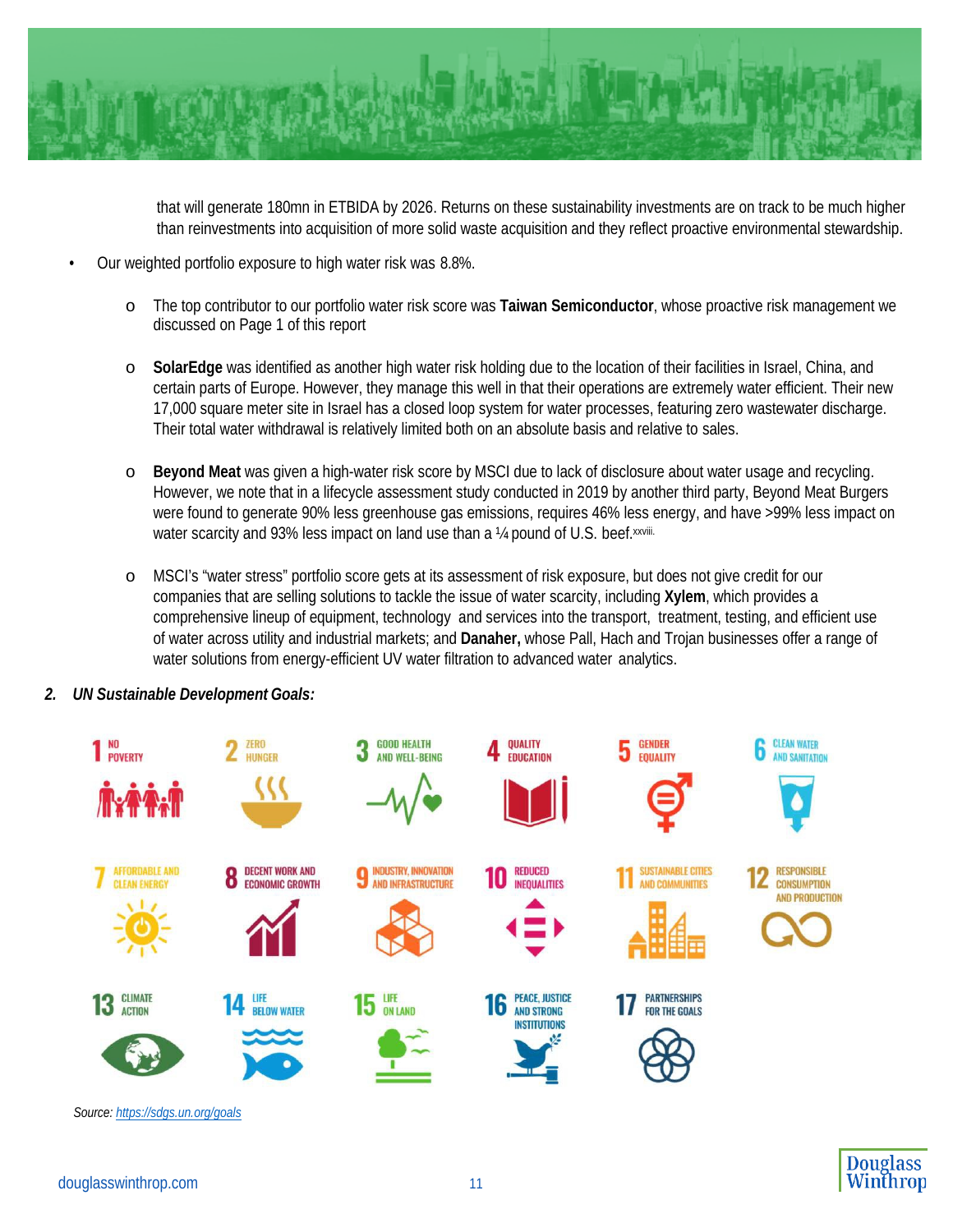that will generate 180mn in ETBIDA by 2026. Returns on these sustainability investments are on track to be much higher than reinvestments into acquisition of more solid waste acquisition and they reflect proactive environmental stewardship.

- Our weighted portfolio exposure to high water risk was 8.8%.
  - The top contributor to our portfolio water risk score was **Taiwan Semiconductor**, whose proactive risk management we discussed on Page 1 of this report
  - **SolarEdge** was identified as another high water risk holding due to the location of their facilities in Israel, China, and certain parts of Europe. However, they manage this well in that their operations are extremely water efficient. Their new 17,000 square meter site in Israel has a closed loop system for water processes, featuring zero wastewater discharge. Their total water withdrawal is relatively limited both on an absolute basis and relative to sales.
  - **Beyond Meat** was given a high-water risk score by MSCI due to lack of disclosure about water usage and recycling. However, we note that in a lifecycle assessment study conducted in 2019 by another third party, Beyond Meat Burgers were found to generate 90% less greenhouse gas emissions, requires 46% less energy, and have >99% less impact on water scarcity and 93% less impact on land use than a ¼ pound of U.S. beef.[xxviii]
  - MSCI's "water stress" portfolio score gets at its assessment of risk exposure, but does not give credit for our companies that are selling solutions to tackle the issue of water scarcity, including **Xylem**, which provides a comprehensive lineup of equipment, technology and services into the transport, treatment, testing, and efficient use of water across utility and industrial markets; and **Danaher,** whose Pall, Hach and Trojan businesses offer a range of water solutions from energy-efficient UV water filtration to advanced water analytics.

***2. UN Sustainable Development Goals:***

1 NO POVERTY
2 ZERO HUNGER
3 GOOD HEALTH AND WELL-BEING
4 QUALITY EDUCATION
5 GENDER EQUALITY
6 CLEAN WATER AND SANITATION
7 AFFORDABLE AND CLEAN ENERGY
8 DECENT WORK AND ECONOMIC GROWTH
9 INDUSTRY, INNOVATION AND INFRASTRUCTURE
10 REDUCED INEQUALITIES
11 SUSTAINABLE CITIES AND COMMUNITIES
12 RESPONSIBLE CONSUMPTION AND PRODUCTION
13 CLIMATE ACTION
14 LIFE BELOW WATER
15 LIFE ON LAND
16 PEACE, JUSTICE AND STRONG INSTITUTIONS
17 PARTNERSHIPS FOR THE GOALS

*Source: https://sdgs.un.org/goals*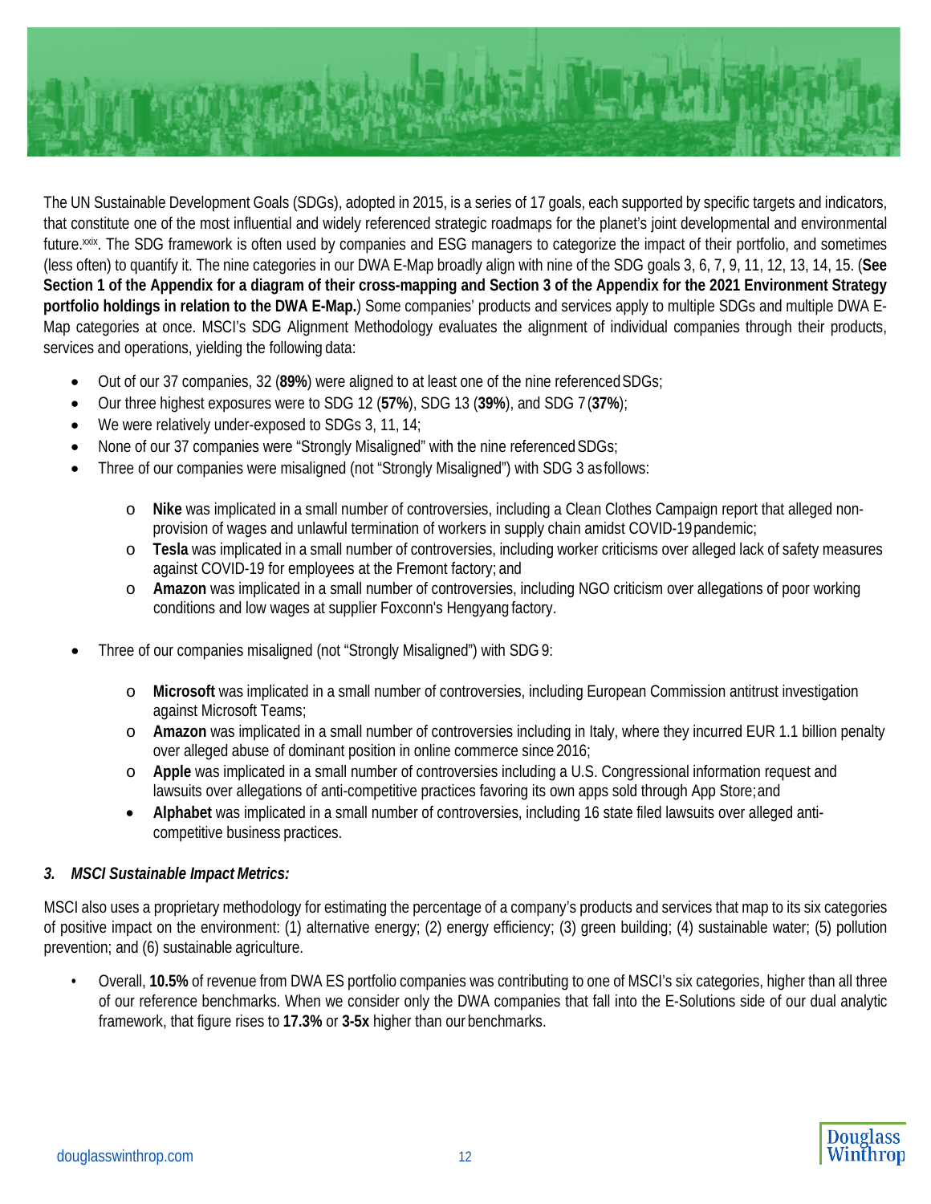The UN Sustainable Development Goals (SDGs), adopted in 2015, is a series of 17 goals, each supported by specific targets and indicators, that constitute one of the most influential and widely referenced strategic roadmaps for the planet's joint developmental and environmental future.[xxix]. The SDG framework is often used by companies and ESG managers to categorize the impact of their portfolio, and sometimes (less often) to quantify it. The nine categories in our DWA E-Map broadly align with nine of the SDG goals 3, 6, 7, 9, 11, 12, 13, 14, 15. (**See Section 1 of the Appendix for a diagram of their cross-mapping and Section 3 of the Appendix for the 2021 Environment Strategy portfolio holdings in relation to the DWA E-Map.**) Some companies' products and services apply to multiple SDGs and multiple DWA E-Map categories at once. MSCI's SDG Alignment Methodology evaluates the alignment of individual companies through their products, services and operations, yielding the following data:

- Out of our 37 companies, 32 (**89%**) were aligned to at least one of the nine referenced SDGs;
- Our three highest exposures were to SDG 12 (**57%**), SDG 13 (**39%**), and SDG 7 (**37%**);
- We were relatively under-exposed to SDGs 3, 11, 14;
- None of our 37 companies were "Strongly Misaligned" with the nine referenced SDGs;
- Three of our companies were misaligned (not "Strongly Misaligned") with SDG 3 as follows:
  - **Nike** was implicated in a small number of controversies, including a Clean Clothes Campaign report that alleged non-provision of wages and unlawful termination of workers in supply chain amidst COVID-19 pandemic;
  - **Tesla** was implicated in a small number of controversies, including worker criticisms over alleged lack of safety measures against COVID-19 for employees at the Fremont factory; and
  - **Amazon** was implicated in a small number of controversies, including NGO criticism over allegations of poor working conditions and low wages at supplier Foxconn's Hengyang factory.
- Three of our companies misaligned (not "Strongly Misaligned") with SDG 9:
  - **Microsoft** was implicated in a small number of controversies, including European Commission antitrust investigation against Microsoft Teams;
  - **Amazon** was implicated in a small number of controversies including in Italy, where they incurred EUR 1.1 billion penalty over alleged abuse of dominant position in online commerce since 2016;
  - **Apple** was implicated in a small number of controversies including a U.S. Congressional information request and lawsuits over allegations of anti-competitive practices favoring its own apps sold through App Store; and
  - **Alphabet** was implicated in a small number of controversies, including 16 state filed lawsuits over alleged anti-competitive business practices.

***3. MSCI Sustainable Impact Metrics:***

MSCI also uses a proprietary methodology for estimating the percentage of a company's products and services that map to its six categories of positive impact on the environment: (1) alternative energy; (2) energy efficiency; (3) green building; (4) sustainable water; (5) pollution prevention; and (6) sustainable agriculture.

- Overall, **10.5%** of revenue from DWA ES portfolio companies was contributing to one of MSCI's six categories, higher than all three of our reference benchmarks. When we consider only the DWA companies that fall into the E-Solutions side of our dual analytic framework, that figure rises to **17.3%** or **3-5x** higher than our benchmarks.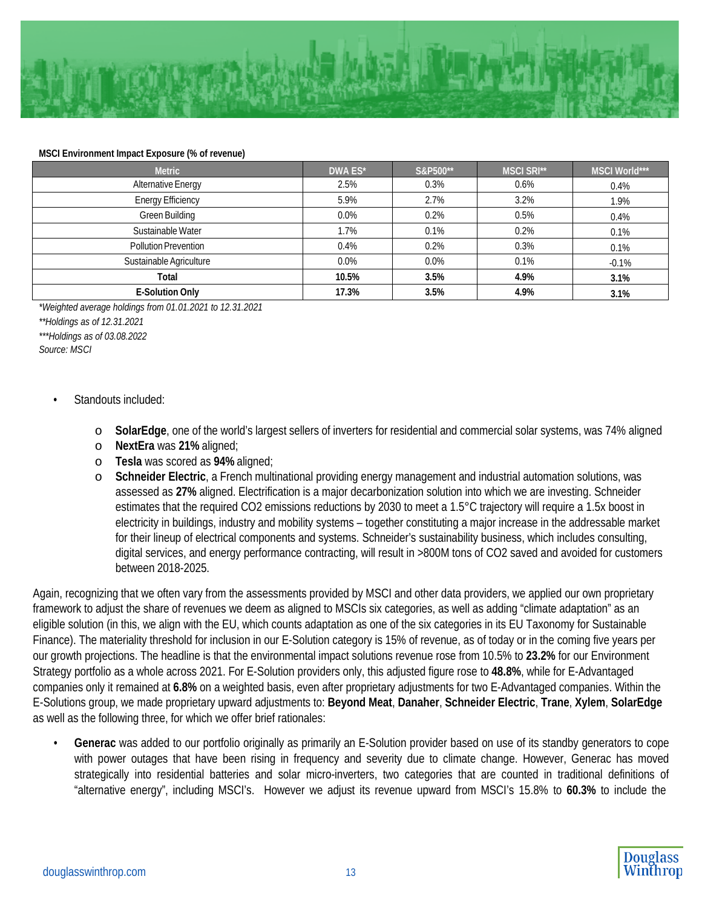**MSCI Environment Impact Exposure (% of revenue)**

| Metric | DWA ES* | S&P500** | MSCI SRI** | MSCI World*** |
|---|---|---|---|---|
| Alternative Energy | 2.5% | 0.3% | 0.6% | 0.4% |
| Energy Efficiency | 5.9% | 2.7% | 3.2% | 1.9% |
| Green Building | 0.0% | 0.2% | 0.5% | 0.4% |
| Sustainable Water | 1.7% | 0.1% | 0.2% | 0.1% |
| Pollution Prevention | 0.4% | 0.2% | 0.3% | 0.1% |
| Sustainable Agriculture | 0.0% | 0.0% | 0.1% | -0.1% |
| **Total** | **10.5%** | **3.5%** | **4.9%** | **3.1%** |
| **E-Solution Only** | **17.3%** | **3.5%** | **4.9%** | **3.1%** |

*\*Weighted average holdings from 01.01.2021 to 12.31.2021*

*\*\*Holdings as of 12.31.2021*

*\*\*\*Holdings as of 03.08.2022*

*Source: MSCI*

- Standouts included:
  - **SolarEdge**, one of the world's largest sellers of inverters for residential and commercial solar systems, was 74% aligned
  - **NextEra** was **21%** aligned;
  - **Tesla** was scored as **94%** aligned;
  - **Schneider Electric**, a French multinational providing energy management and industrial automation solutions, was assessed as **27%** aligned. Electrification is a major decarbonization solution into which we are investing. Schneider estimates that the required $CO_2$ emissions reductions by 2030 to meet a 1.5°C trajectory will require a 1.5x boost in electricity in buildings, industry and mobility systems – together constituting a major increase in the addressable market for their lineup of electrical components and systems. Schneider's sustainability business, which includes consulting, digital services, and energy performance contracting, will result in >800M tons of $CO_2$ saved and avoided for customers between 2018-2025.

Again, recognizing that we often vary from the assessments provided by MSCI and other data providers, we applied our own proprietary framework to adjust the share of revenues we deem as aligned to MSCIs six categories, as well as adding "climate adaptation" as an eligible solution (in this, we align with the EU, which counts adaptation as one of the six categories in its EU Taxonomy for Sustainable Finance). The materiality threshold for inclusion in our E-Solution category is 15% of revenue, as of today or in the coming five years per our growth projections. The headline is that the environmental impact solutions revenue rose from 10.5% to **23.2%** for our Environment Strategy portfolio as a whole across 2021. For E-Solution providers only, this adjusted figure rose to **48.8%**, while for E-Advantaged companies only it remained at **6.8%** on a weighted basis, even after proprietary adjustments for two E-Advantaged companies. Within the E-Solutions group, we made proprietary upward adjustments to: **Beyond Meat**, **Danaher**, **Schneider Electric**, **Trane**, **Xylem**, **SolarEdge** as well as the following three, for which we offer brief rationales:

- **Generac** was added to our portfolio originally as primarily an E-Solution provider based on use of its standby generators to cope with power outages that have been rising in frequency and severity due to climate change. However, Generac has moved strategically into residential batteries and solar micro-inverters, two categories that are counted in traditional definitions of "alternative energy", including MSCI's. However we adjust its revenue upward from MSCI's 15.8% to **60.3%** to include the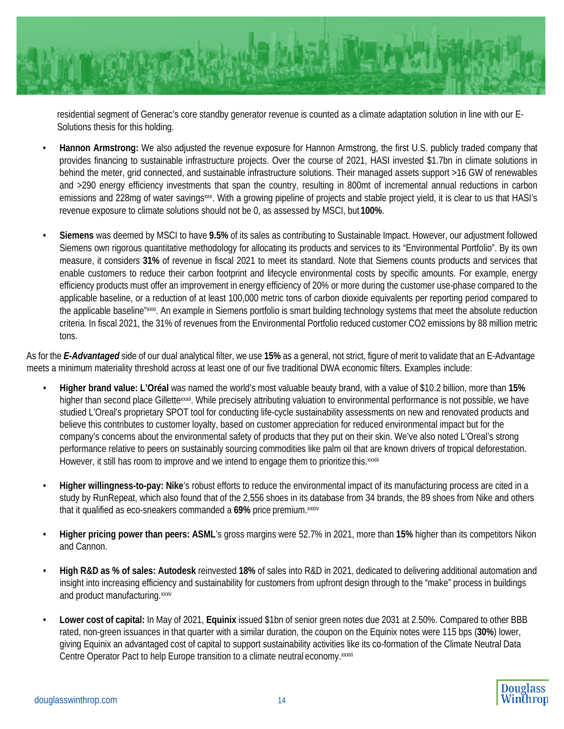residential segment of Generac's core standby generator revenue is counted as a climate adaptation solution in line with our E-Solutions thesis for this holding.

- **Hannon Armstrong:** We also adjusted the revenue exposure for Hannon Armstrong, the first U.S. publicly traded company that provides financing to sustainable infrastructure projects. Over the course of 2021, HASI invested $1.7bn in climate solutions in behind the meter, grid connected, and sustainable infrastructure solutions. Their managed assets support >16 GW of renewables and >290 energy efficiency investments that span the country, resulting in 800mt of incremental annual reductions in carbon emissions and 228mg of water savings[xxx]. With a growing pipeline of projects and stable project yield, it is clear to us that HASI's revenue exposure to climate solutions should not be 0, as assessed by MSCI, but **100%**.

- **Siemens** was deemed by MSCI to have **9.5%** of its sales as contributing to Sustainable Impact. However, our adjustment followed Siemens own rigorous quantitative methodology for allocating its products and services to its "Environmental Portfolio". By its own measure, it considers **31%** of revenue in fiscal 2021 to meet its standard. Note that Siemens counts products and services that enable customers to reduce their carbon footprint and lifecycle environmental costs by specific amounts. For example, energy efficiency products must offer an improvement in energy efficiency of 20% or more during the customer use-phase compared to the applicable baseline, or a reduction of at least 100,000 metric tons of carbon dioxide equivalents per reporting period compared to the applicable baseline"[xxxi]. An example in Siemens portfolio is smart building technology systems that meet the absolute reduction criteria. In fiscal 2021, the 31% of revenues from the Environmental Portfolio reduced customer $CO_2$ emissions by 88 million metric tons.

As for the ***E-Advantaged*** side of our dual analytical filter, we use **15%** as a general, not strict, figure of merit to validate that an E-Advantage meets a minimum materiality threshold across at least one of our five traditional DWA economic filters. Examples include:

- **Higher brand value: L'Oréal** was named the world's most valuable beauty brand, with a value of $10.2 billion, more than **15%** higher than second place Gillette[xxxii]. While precisely attributing valuation to environmental performance is not possible, we have studied L'Oreal's proprietary SPOT tool for conducting life-cycle sustainability assessments on new and renovated products and believe this contributes to customer loyalty, based on customer appreciation for reduced environmental impact but for the company's concerns about the environmental safety of products that they put on their skin. We've also noted L'Oreal's strong performance relative to peers on sustainably sourcing commodities like palm oil that are known drivers of tropical deforestation. However, it still has room to improve and we intend to engage them to prioritize this.[xxxiii]

- **Higher willingness-to-pay: Nike**'s robust efforts to reduce the environmental impact of its manufacturing process are cited in a study by RunRepeat, which also found that of the 2,556 shoes in its database from 34 brands, the 89 shoes from Nike and others that it qualified as eco-sneakers commanded a **69%** price premium.[xxxiv]

- **Higher pricing power than peers: ASML**'s gross margins were 52.7% in 2021, more than **15%** higher than its competitors Nikon and Cannon.

- **High R&D as % of sales: Autodesk** reinvested **18%** of sales into R&D in 2021, dedicated to delivering additional automation and insight into increasing efficiency and sustainability for customers from upfront design through to the "make" process in buildings and product manufacturing.[xxxv]

- **Lower cost of capital:** In May of 2021, **Equinix** issued $1bn of senior green notes due 2031 at 2.50%. Compared to other BBB rated, non-green issuances in that quarter with a similar duration, the coupon on the Equinix notes were 115 bps (**30%**) lower, giving Equinix an advantaged cost of capital to support sustainability activities like its co-formation of the Climate Neutral Data Centre Operator Pact to help Europe transition to a climate neutral economy.[xxxvi]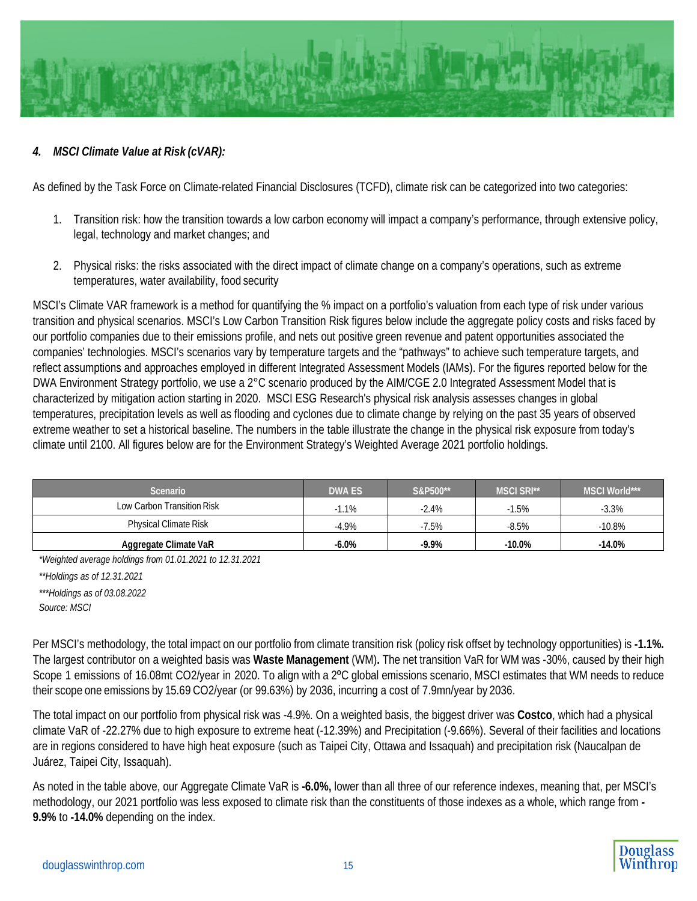### *4. MSCI Climate Value at Risk (cVAR):*

As defined by the Task Force on Climate-related Financial Disclosures (TCFD), climate risk can be categorized into two categories:

1. Transition risk: how the transition towards a low carbon economy will impact a company's performance, through extensive policy, legal, technology and market changes; and
2. Physical risks: the risks associated with the direct impact of climate change on a company's operations, such as extreme temperatures, water availability, food security

MSCI's Climate VAR framework is a method for quantifying the % impact on a portfolio's valuation from each type of risk under various transition and physical scenarios. MSCI's Low Carbon Transition Risk figures below include the aggregate policy costs and risks faced by our portfolio companies due to their emissions profile, and nets out positive green revenue and patent opportunities associated the companies' technologies. MSCI's scenarios vary by temperature targets and the "pathways" to achieve such temperature targets, and reflect assumptions and approaches employed in different Integrated Assessment Models (IAMs). For the figures reported below for the DWA Environment Strategy portfolio, we use a 2°C scenario produced by the AIM/CGE 2.0 Integrated Assessment Model that is characterized by mitigation action starting in 2020. MSCI ESG Research's physical risk analysis assesses changes in global temperatures, precipitation levels as well as flooding and cyclones due to climate change by relying on the past 35 years of observed extreme weather to set a historical baseline. The numbers in the table illustrate the change in the physical risk exposure from today's climate until 2100. All figures below are for the Environment Strategy's Weighted Average 2021 portfolio holdings.

| Scenario | DWA ES | S&P500** | MSCI SRI** | MSCI World*** |
|---|---|---|---|---|
| Low Carbon Transition Risk | -1.1% | -2.4% | -1.5% | -3.3% |
| Physical Climate Risk | -4.9% | -7.5% | -8.5% | -10.8% |
| **Aggregate Climate VaR** | **-6.0%** | **-9.9%** | **-10.0%** | **-14.0%** |

*\*Weighted average holdings from 01.01.2021 to 12.31.2021*

*\*\*Holdings as of 12.31.2021*

*\*\*\*Holdings as of 03.08.2022*

*Source: MSCI*

Per MSCI's methodology, the total impact on our portfolio from climate transition risk (policy risk offset by technology opportunities) is **-1.1%.** The largest contributor on a weighted basis was **Waste Management** (WM)**.** The net transition VaR for WM was -30%, caused by their high Scope 1 emissions of 16.08mt $CO_2$/year in 2020. To align with a 2ºC global emissions scenario, MSCI estimates that WM needs to reduce their scope one emissions by 15.69 $CO_2$/year (or 99.63%) by 2036, incurring a cost of 7.9mn/year by 2036.

The total impact on our portfolio from physical risk was -4.9%. On a weighted basis, the biggest driver was **Costco**, which had a physical climate VaR of -22.27% due to high exposure to extreme heat (-12.39%) and Precipitation (-9.66%). Several of their facilities and locations are in regions considered to have high heat exposure (such as Taipei City, Ottawa and Issaquah) and precipitation risk (Naucalpan de Juárez, Taipei City, Issaquah).

As noted in the table above, our Aggregate Climate VaR is **-6.0%,** lower than all three of our reference indexes, meaning that, per MSCI's methodology, our 2021 portfolio was less exposed to climate risk than the constituents of those indexes as a whole, which range from **-9.9%** to **-14.0%** depending on the index.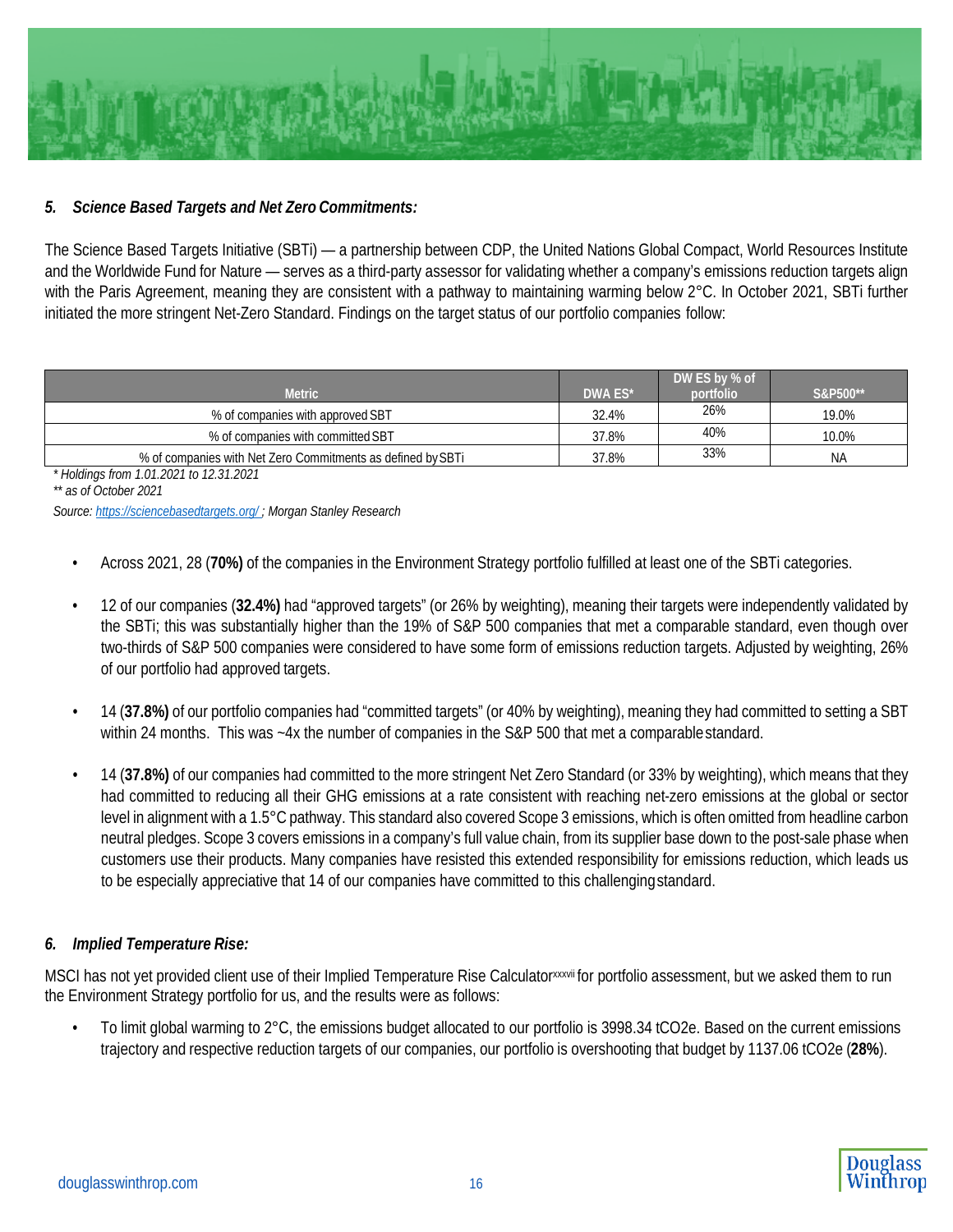### *5. Science Based Targets and Net Zero Commitments:*

The Science Based Targets Initiative (SBTi) — a partnership between CDP, the United Nations Global Compact, World Resources Institute and the Worldwide Fund for Nature — serves as a third-party assessor for validating whether a company's emissions reduction targets align with the Paris Agreement, meaning they are consistent with a pathway to maintaining warming below 2°C. In October 2021, SBTi further initiated the more stringent Net-Zero Standard. Findings on the target status of our portfolio companies follow:

| Metric | DWA ES* | DW ES by % of portfolio | S&P500** |
| --- | --- | --- | --- |
| % of companies with approved SBT | 32.4% | 26% | 19.0% |
| % of companies with committed SBT | 37.8% | 40% | 10.0% |
| % of companies with Net Zero Commitments as defined by SBTi | 37.8% | 33% | NA |

*\* Holdings from 1.01.2021 to 12.31.2021*

*\*\* as of October 2021*

*Source: https://sciencebasedtargets.org/ ; Morgan Stanley Research*

- Across 2021, 28 (**70%)** of the companies in the Environment Strategy portfolio fulfilled at least one of the SBTi categories.
- 12 of our companies (**32.4%)** had "approved targets" (or 26% by weighting), meaning their targets were independently validated by the SBTi; this was substantially higher than the 19% of S&P 500 companies that met a comparable standard, even though over two-thirds of S&P 500 companies were considered to have some form of emissions reduction targets. Adjusted by weighting, 26% of our portfolio had approved targets.
- 14 (**37.8%)** of our portfolio companies had "committed targets" (or 40% by weighting), meaning they had committed to setting a SBT within 24 months. This was ~4x the number of companies in the S&P 500 that met a comparable standard.
- 14 (**37.8%)** of our companies had committed to the more stringent Net Zero Standard (or 33% by weighting), which means that they had committed to reducing all their GHG emissions at a rate consistent with reaching net-zero emissions at the global or sector level in alignment with a 1.5°C pathway. This standard also covered Scope 3 emissions, which is often omitted from headline carbon neutral pledges. Scope 3 covers emissions in a company's full value chain, from its supplier base down to the post-sale phase when customers use their products. Many companies have resisted this extended responsibility for emissions reduction, which leads us to be especially appreciative that 14 of our companies have committed to this challenging standard.

### *6. Implied Temperature Rise:*

MSCI has not yet provided client use of their Implied Temperature Rise Calculator[xxxvii] for portfolio assessment, but we asked them to run the Environment Strategy portfolio for us, and the results were as follows:

- To limit global warming to 2°C, the emissions budget allocated to our portfolio is 3998.34 tCO2e. Based on the current emissions trajectory and respective reduction targets of our companies, our portfolio is overshooting that budget by 1137.06 tCO2e (**28%**).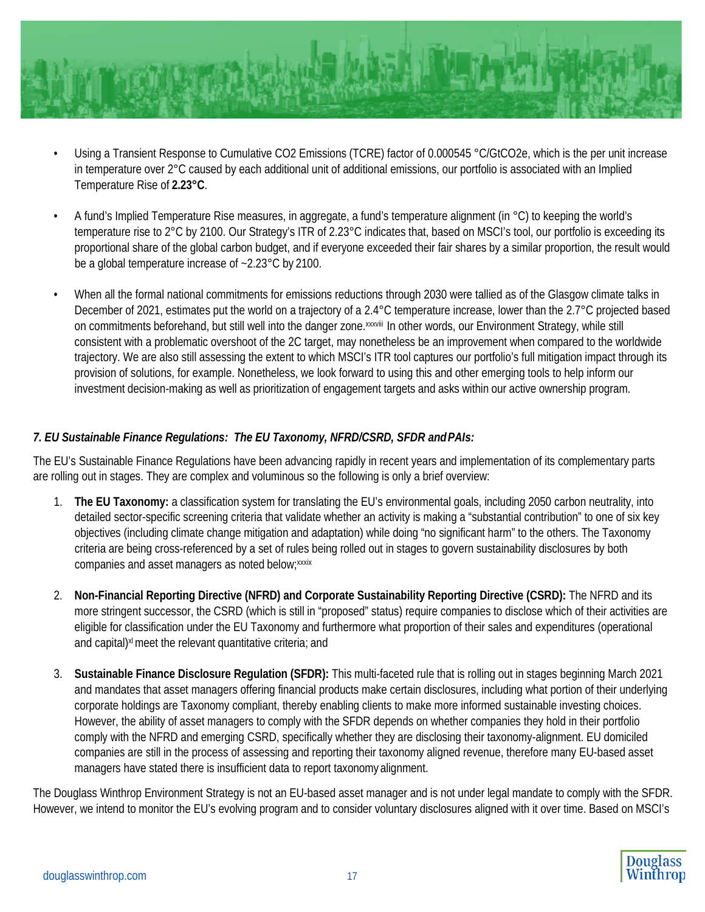- Using a Transient Response to Cumulative CO2 Emissions (TCRE) factor of 0.000545 °C/GtCO2e, which is the per unit increase in temperature over 2°C caused by each additional unit of additional emissions, our portfolio is associated with an Implied Temperature Rise of **2.23°C**.

- A fund's Implied Temperature Rise measures, in aggregate, a fund's temperature alignment (in °C) to keeping the world's temperature rise to 2°C by 2100. Our Strategy's ITR of 2.23°C indicates that, based on MSCI's tool, our portfolio is exceeding its proportional share of the global carbon budget, and if everyone exceeded their fair shares by a similar proportion, the result would be a global temperature increase of ~2.23°C by 2100.

- When all the formal national commitments for emissions reductions through 2030 were tallied as of the Glasgow climate talks in December of 2021, estimates put the world on a trajectory of a 2.4°C temperature increase, lower than the 2.7°C projected based on commitments beforehand, but still well into the danger zone.[xxxviii] In other words, our Environment Strategy, while still consistent with a problematic overshoot of the 2C target, may nonetheless be an improvement when compared to the worldwide trajectory. We are also still assessing the extent to which MSCI's ITR tool captures our portfolio's full mitigation impact through its provision of solutions, for example. Nonetheless, we look forward to using this and other emerging tools to help inform our investment decision-making as well as prioritization of engagement targets and asks within our active ownership program.

***7. EU Sustainable Finance Regulations: The EU Taxonomy, NFRD/CSRD, SFDR and PAIs:***

The EU's Sustainable Finance Regulations have been advancing rapidly in recent years and implementation of its complementary parts are rolling out in stages. They are complex and voluminous so the following is only a brief overview:

1. **The EU Taxonomy:** a classification system for translating the EU's environmental goals, including 2050 carbon neutrality, into detailed sector-specific screening criteria that validate whether an activity is making a "substantial contribution" to one of six key objectives (including climate change mitigation and adaptation) while doing "no significant harm" to the others. The Taxonomy criteria are being cross-referenced by a set of rules being rolled out in stages to govern sustainability disclosures by both companies and asset managers as noted below;[xxxix]

2. **Non-Financial Reporting Directive (NFRD) and Corporate Sustainability Reporting Directive (CSRD):** The NFRD and its more stringent successor, the CSRD (which is still in "proposed" status) require companies to disclose which of their activities are eligible for classification under the EU Taxonomy and furthermore what proportion of their sales and expenditures (operational and capital)[xl] meet the relevant quantitative criteria; and

3. **Sustainable Finance Disclosure Regulation (SFDR):** This multi-faceted rule that is rolling out in stages beginning March 2021 and mandates that asset managers offering financial products make certain disclosures, including what portion of their underlying corporate holdings are Taxonomy compliant, thereby enabling clients to make more informed sustainable investing choices. However, the ability of asset managers to comply with the SFDR depends on whether companies they hold in their portfolio comply with the NFRD and emerging CSRD, specifically whether they are disclosing their taxonomy-alignment. EU domiciled companies are still in the process of assessing and reporting their taxonomy aligned revenue, therefore many EU-based asset managers have stated there is insufficient data to report taxonomy alignment.

The Douglass Winthrop Environment Strategy is not an EU-based asset manager and is not under legal mandate to comply with the SFDR. However, we intend to monitor the EU's evolving program and to consider voluntary disclosures aligned with it over time. Based on MSCI's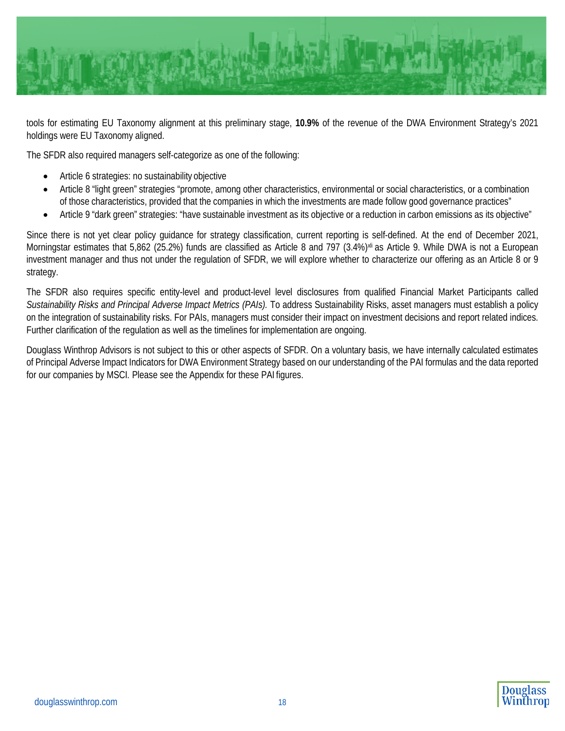tools for estimating EU Taxonomy alignment at this preliminary stage, **10.9%** of the revenue of the DWA Environment Strategy's 2021 holdings were EU Taxonomy aligned.

The SFDR also required managers self-categorize as one of the following:

- Article 6 strategies: no sustainability objective
- Article 8 "light green" strategies "promote, among other characteristics, environmental or social characteristics, or a combination of those characteristics, provided that the companies in which the investments are made follow good governance practices"
- Article 9 "dark green" strategies: "have sustainable investment as its objective or a reduction in carbon emissions as its objective"

Since there is not yet clear policy guidance for strategy classification, current reporting is self-defined. At the end of December 2021, Morningstar estimates that 5,862 (25.2%) funds are classified as Article 8 and 797 (3.4%)[xli] as Article 9. While DWA is not a European investment manager and thus not under the regulation of SFDR, we will explore whether to characterize our offering as an Article 8 or 9 strategy.

The SFDR also requires specific entity-level and product-level level disclosures from qualified Financial Market Participants called *Sustainability Risks and Principal Adverse Impact Metrics (PAIs).* To address Sustainability Risks, asset managers must establish a policy on the integration of sustainability risks. For PAIs, managers must consider their impact on investment decisions and report related indices. Further clarification of the regulation as well as the timelines for implementation are ongoing.

Douglass Winthrop Advisors is not subject to this or other aspects of SFDR. On a voluntary basis, we have internally calculated estimates of Principal Adverse Impact Indicators for DWA Environment Strategy based on our understanding of the PAI formulas and the data reported for our companies by MSCI. Please see the Appendix for these PAI figures.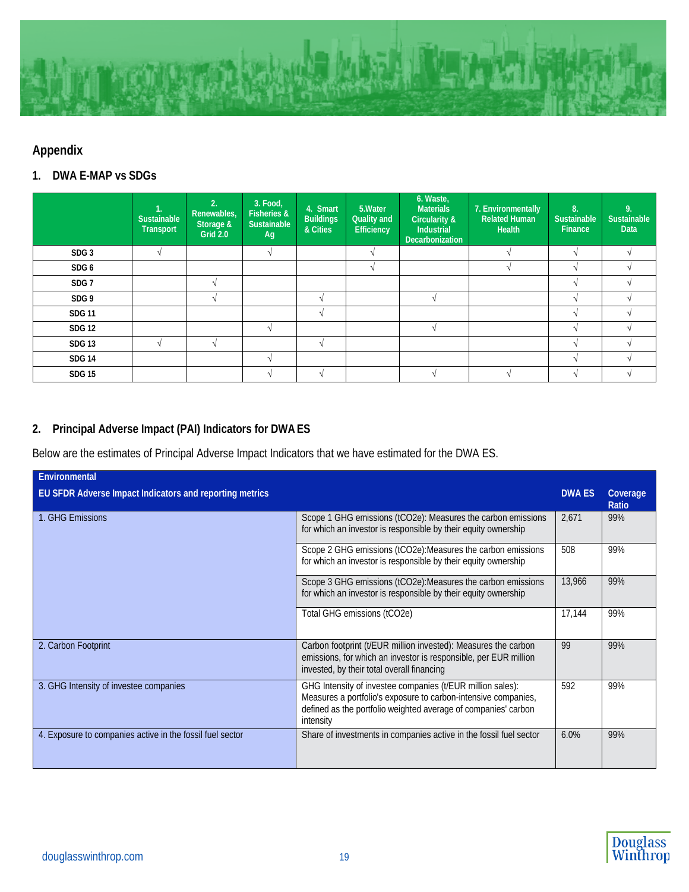## Appendix

### 1. DWA E-MAP vs SDGs

| | 1. Sustainable Transport | 2. Renewables, Storage & Grid 2.0 | 3. Food, Fisheries & Sustainable Ag | 4. Smart Buildings & Cities | 5.Water Quality and Efficiency | 6. Waste, Materials Circularity & Industrial Decarbonization | 7. Environmentally Related Human Health | 8. Sustainable Finance | 9. Sustainable Data |
|---|---|---|---|---|---|---|---|---|---|
| SDG 3 | √ | | √ | | √ | | √ | √ | √ |
| SDG 6 | | | | | √ | | √ | √ | √ |
| SDG 7 | | √ | | | | | | √ | √ |
| SDG 9 | | √ | | √ | | √ | | √ | √ |
| SDG 11 | | | | √ | | | | √ | √ |
| SDG 12 | | | √ | | | √ | | √ | √ |
| SDG 13 | √ | √ | | √ | | | | √ | √ |
| SDG 14 | | | √ | | | | | √ | √ |
| SDG 15 | | | √ | √ | | √ | √ | √ | √ |

### 2. Principal Adverse Impact (PAI) Indicators for DWA ES

Below are the estimates of Principal Adverse Impact Indicators that we have estimated for the DWA ES.

| Environmental<br>EU SFDR Adverse Impact Indicators and reporting metrics | | DWA ES | Coverage Ratio |
|---|---|---|---|
| 1. GHG Emissions | Scope 1 GHG emissions (tCO2e): Measures the carbon emissions for which an investor is responsible by their equity ownership | 2,671 | 99% |
| | Scope 2 GHG emissions (tCO2e):Measures the carbon emissions for which an investor is responsible by their equity ownership | 508 | 99% |
| | Scope 3 GHG emissions (tCO2e):Measures the carbon emissions for which an investor is responsible by their equity ownership | 13,966 | 99% |
| | Total GHG emissions (tCO2e) | 17,144 | 99% |
| 2. Carbon Footprint | Carbon footprint (t/EUR million invested): Measures the carbon emissions, for which an investor is responsible, per EUR million invested, by their total overall financing | 99 | 99% |
| 3. GHG Intensity of investee companies | GHG Intensity of investee companies (t/EUR million sales): Measures a portfolio's exposure to carbon-intensive companies, defined as the portfolio weighted average of companies' carbon intensity | 592 | 99% |
| 4. Exposure to companies active in the fossil fuel sector | Share of investments in companies active in the fossil fuel sector | 6.0% | 99% |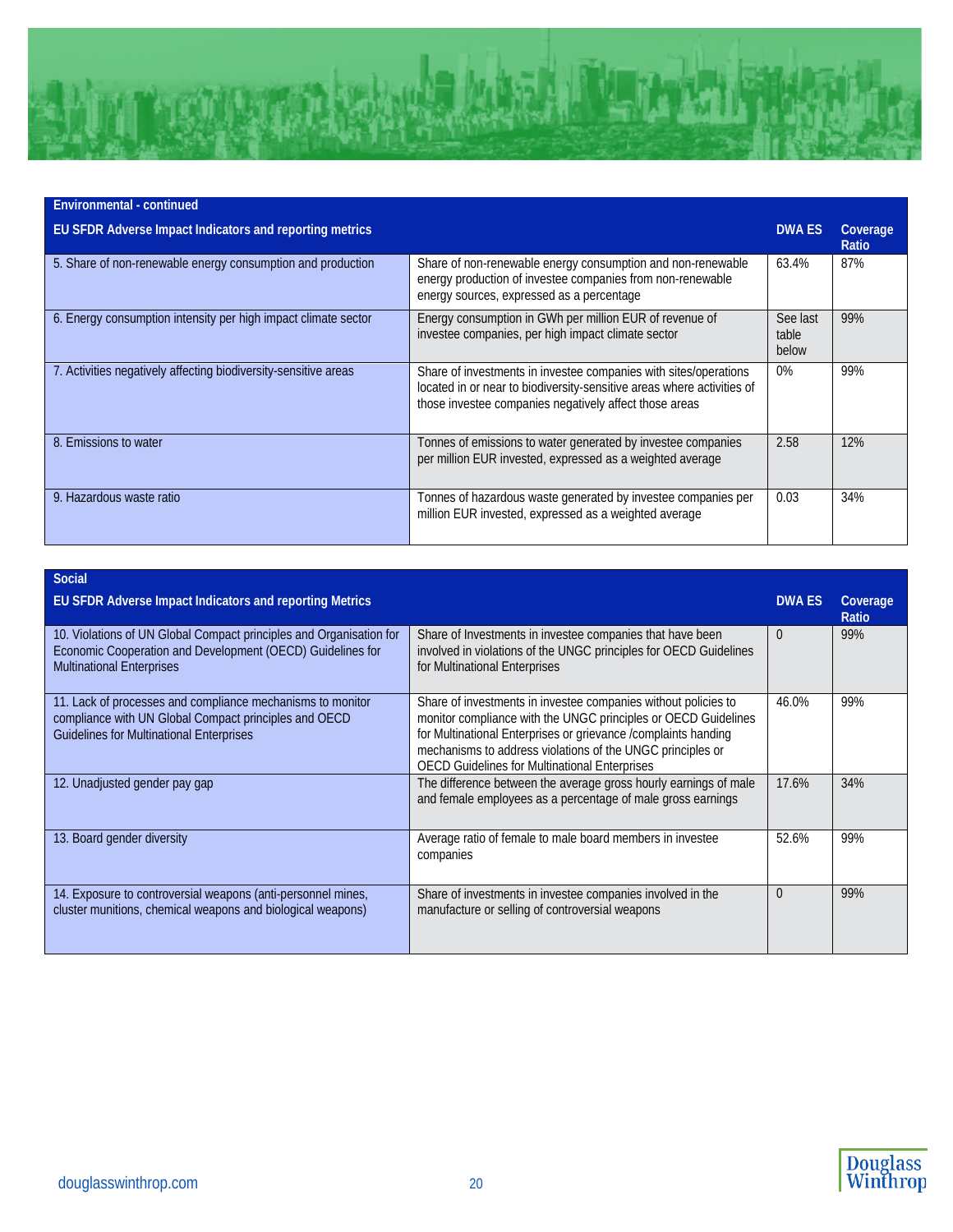| Environmental - continued<br>EU SFDR Adverse Impact Indicators and reporting metrics | | DWA ES | Coverage Ratio |
|---|---|---|---|
| 5. Share of non-renewable energy consumption and production | Share of non-renewable energy consumption and non-renewable energy production of investee companies from non-renewable energy sources, expressed as a percentage | 63.4% | 87% |
| 6. Energy consumption intensity per high impact climate sector | Energy consumption in GWh per million EUR of revenue of investee companies, per high impact climate sector | See last table below | 99% |
| 7. Activities negatively affecting biodiversity-sensitive areas | Share of investments in investee companies with sites/operations located in or near to biodiversity-sensitive areas where activities of those investee companies negatively affect those areas | 0% | 99% |
| 8. Emissions to water | Tonnes of emissions to water generated by investee companies per million EUR invested, expressed as a weighted average | 2.58 | 12% |
| 9. Hazardous waste ratio | Tonnes of hazardous waste generated by investee companies per million EUR invested, expressed as a weighted average | 0.03 | 34% |

| Social<br>EU SFDR Adverse Impact Indicators and reporting Metrics | | DWA ES | Coverage Ratio |
|---|---|---|---|
| 10. Violations of UN Global Compact principles and Organisation for Economic Cooperation and Development (OECD) Guidelines for Multinational Enterprises | Share of Investments in investee companies that have been involved in violations of the UNGC principles for OECD Guidelines for Multinational Enterprises | 0 | 99% |
| 11. Lack of processes and compliance mechanisms to monitor compliance with UN Global Compact principles and OECD Guidelines for Multinational Enterprises | Share of investments in investee companies without policies to monitor compliance with the UNGC principles or OECD Guidelines for Multinational Enterprises or grievance /complaints handing mechanisms to address violations of the UNGC principles or OECD Guidelines for Multinational Enterprises | 46.0% | 99% |
| 12. Unadjusted gender pay gap | The difference between the average gross hourly earnings of male and female employees as a percentage of male gross earnings | 17.6% | 34% |
| 13. Board gender diversity | Average ratio of female to male board members in investee companies | 52.6% | 99% |
| 14. Exposure to controversial weapons (anti-personnel mines, cluster munitions, chemical weapons and biological weapons) | Share of investments in investee companies involved in the manufacture or selling of controversial weapons | 0 | 99% |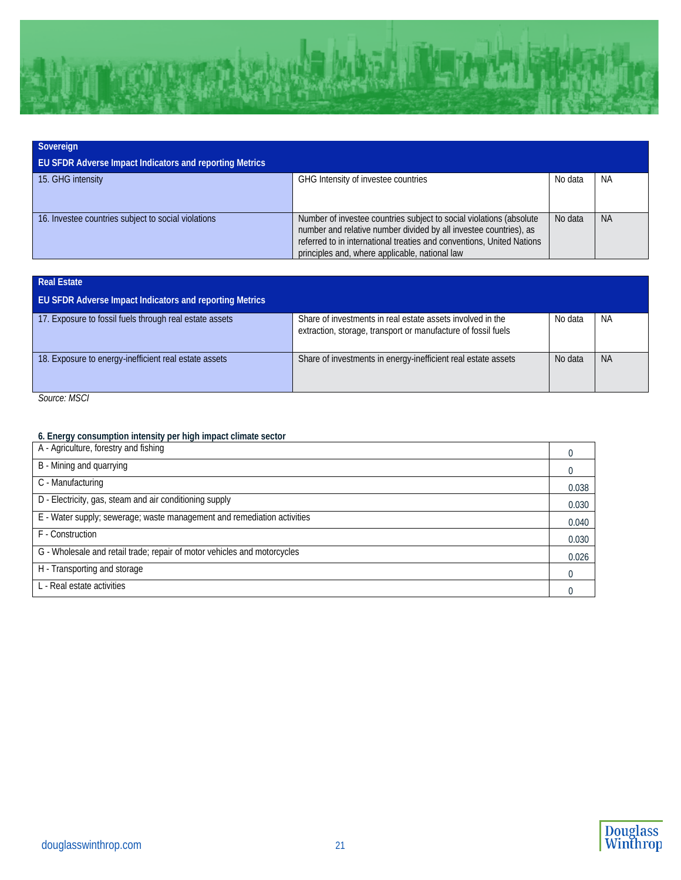| Sovereign | | | |
|---|---|---|---|
| **EU SFDR Adverse Impact Indicators and reporting Metrics** | | | |
| 15. GHG intensity | GHG Intensity of investee countries | No data | NA |
| 16. Investee countries subject to social violations | Number of investee countries subject to social violations (absolute number and relative number divided by all investee countries), as referred to in international treaties and conventions, United Nations principles and, where applicable, national law | No data | NA |

| Real Estate | | | |
|---|---|---|---|
| **EU SFDR Adverse Impact Indicators and reporting Metrics** | | | |
| 17. Exposure to fossil fuels through real estate assets | Share of investments in real estate assets involved in the extraction, storage, transport or manufacture of fossil fuels | No data | NA |
| 18. Exposure to energy-inefficient real estate assets | Share of investments in energy-inefficient real estate assets | No data | NA |

*Source: MSCI*

**6. Energy consumption intensity per high impact climate sector**

| | |
|---|---|
| A - Agriculture, forestry and fishing | 0 |
| B - Mining and quarrying | 0 |
| C - Manufacturing | 0.038 |
| D - Electricity, gas, steam and air conditioning supply | 0.030 |
| E - Water supply; sewerage; waste management and remediation activities | 0.040 |
| F - Construction | 0.030 |
| G - Wholesale and retail trade; repair of motor vehicles and motorcycles | 0.026 |
| H - Transporting and storage | 0 |
| L - Real estate activities | 0 |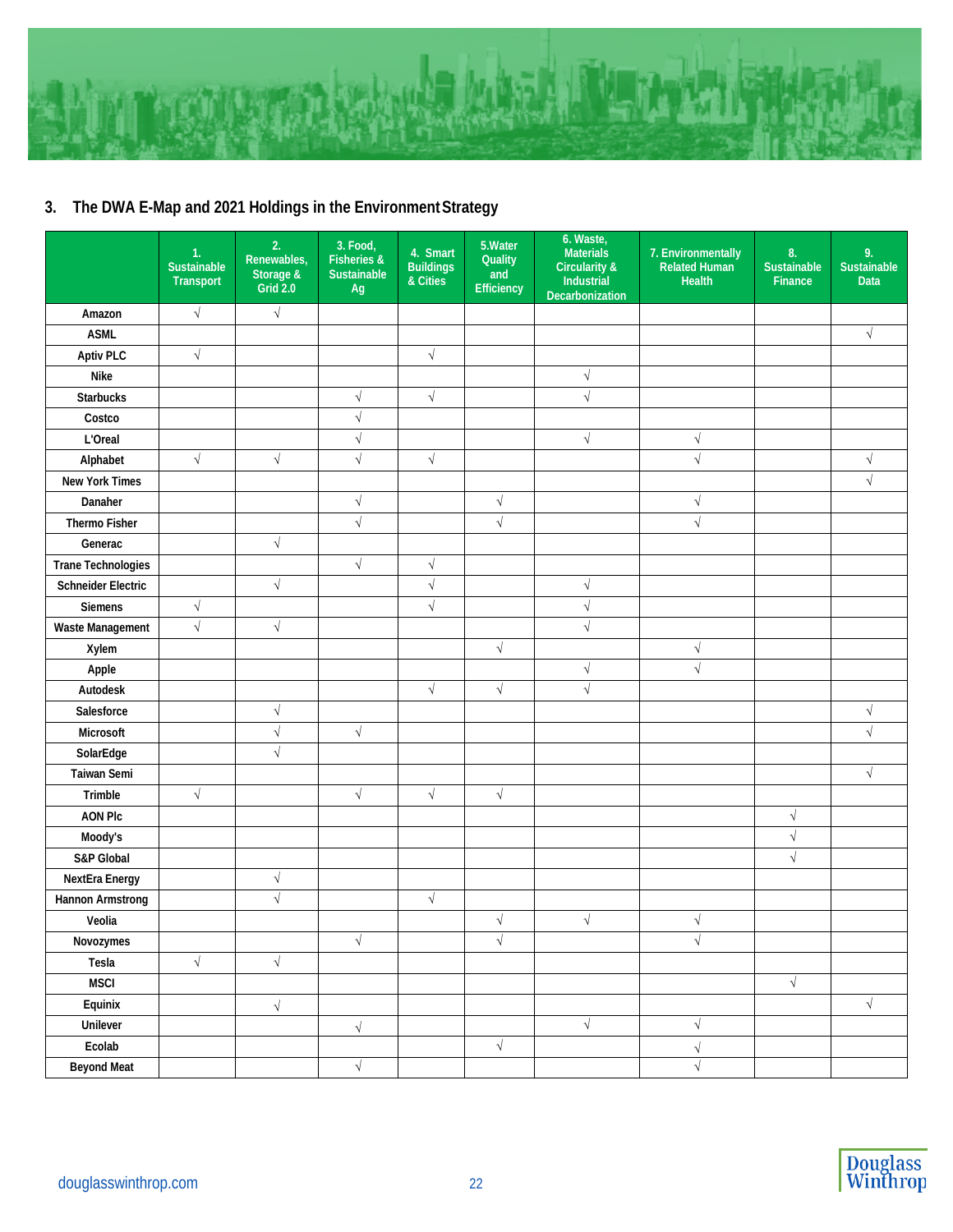## 3. The DWA E-Map and 2021 Holdings in the Environment Strategy

| | 1. Sustainable Transport | 2. Renewables, Storage & Grid 2.0 | 3. Food, Fisheries & Sustainable Ag | 4. Smart Buildings & Cities | 5.Water Quality and Efficiency | 6. Waste, Materials Circularity & Industrial Decarbonization | 7. Environmentally Related Human Health | 8. Sustainable Finance | 9. Sustainable Data |
|---|---|---|---|---|---|---|---|---|---|
| Amazon | √ | √ | | | | | | | |
| ASML | | | | | | | | | √ |
| Aptiv PLC | √ | | | √ | | | | | |
| Nike | | | | | | √ | | | |
| Starbucks | | | √ | √ | | √ | | | |
| Costco | | | √ | | | | | | |
| L'Oreal | | | √ | | | √ | √ | | |
| Alphabet | √ | √ | √ | √ | | | √ | | √ |
| New York Times | | | | | | | | | √ |
| Danaher | | | √ | | √ | | √ | | |
| Thermo Fisher | | | √ | | √ | | √ | | |
| Generac | | √ | | | | | | | |
| Trane Technologies | | | √ | √ | | | | | |
| Schneider Electric | | √ | | √ | | √ | | | |
| Siemens | √ | | | √ | | √ | | | |
| Waste Management | √ | √ | | | | √ | | | |
| Xylem | | | | | √ | | √ | | |
| Apple | | | | | | √ | √ | | |
| Autodesk | | | | √ | √ | √ | | | |
| Salesforce | | √ | | | | | | | √ |
| Microsoft | | √ | √ | | | | | | √ |
| SolarEdge | | √ | | | | | | | |
| Taiwan Semi | | | | | | | | | √ |
| Trimble | √ | | √ | √ | √ | | | | |
| AON Plc | | | | | | | | √ | |
| Moody's | | | | | | | | √ | |
| S&P Global | | | | | | | | √ | |
| NextEra Energy | | √ | | | | | | | |
| Hannon Armstrong | | √ | | √ | | | | | |
| Veolia | | | | | √ | √ | √ | | |
| Novozymes | | | √ | | √ | | √ | | |
| Tesla | √ | √ | | | | | | | |
| MSCI | | | | | | | | √ | |
| Equinix | | √ | | | | | | | √ |
| Unilever | | | √ | | | √ | √ | | |
| Ecolab | | | | | √ | | √ | | |
| Beyond Meat | | | √ | | | | √ | | |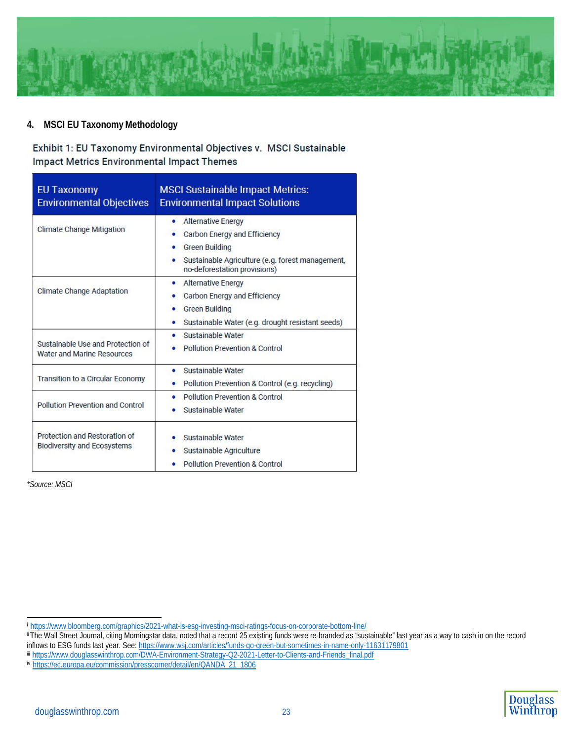## 4. MSCI EU Taxonomy Methodology

### Exhibit 1: EU Taxonomy Environmental Objectives v. MSCI Sustainable Impact Metrics Environmental Impact Themes

| EU Taxonomy Environmental Objectives | MSCI Sustainable Impact Metrics: Environmental Impact Solutions |
|---|---|
| Climate Change Mitigation | • Alternative Energy<br>• Carbon Energy and Efficiency<br>• Green Building<br>• Sustainable Agriculture (e.g. forest management, no-deforestation provisions) |
| Climate Change Adaptation | • Alternative Energy<br>• Carbon Energy and Efficiency<br>• Green Building<br>• Sustainable Water (e.g. drought resistant seeds) |
| Sustainable Use and Protection of Water and Marine Resources | • Sustainable Water<br>• Pollution Prevention & Control |
| Transition to a Circular Economy | • Sustainable Water<br>• Pollution Prevention & Control (e.g. recycling) |
| Pollution Prevention and Control | • Pollution Prevention & Control<br>• Sustainable Water |
| Protection and Restoration of Biodiversity and Ecosystems | • Sustainable Water<br>• Sustainable Agriculture<br>• Pollution Prevention & Control |

*\*Source: MSCI*

---

[i] https://www.bloomberg.com/graphics/2021-what-is-esg-investing-msci-ratings-focus-on-corporate-bottom-line/

[ii] The Wall Street Journal, citing Morningstar data, noted that a record 25 existing funds were re-branded as "sustainable" last year as a way to cash in on the record inflows to ESG funds last year. See: https://www.wsj.com/articles/funds-go-green-but-sometimes-in-name-only-11631179801

[iii] https://www.douglasswinthrop.com/DWA-Environment-Strategy-Q2-2021-Letter-to-Clients-and-Friends_final.pdf

[iv] https://ec.europa.eu/commission/presscorner/detail/en/QANDA_21_1806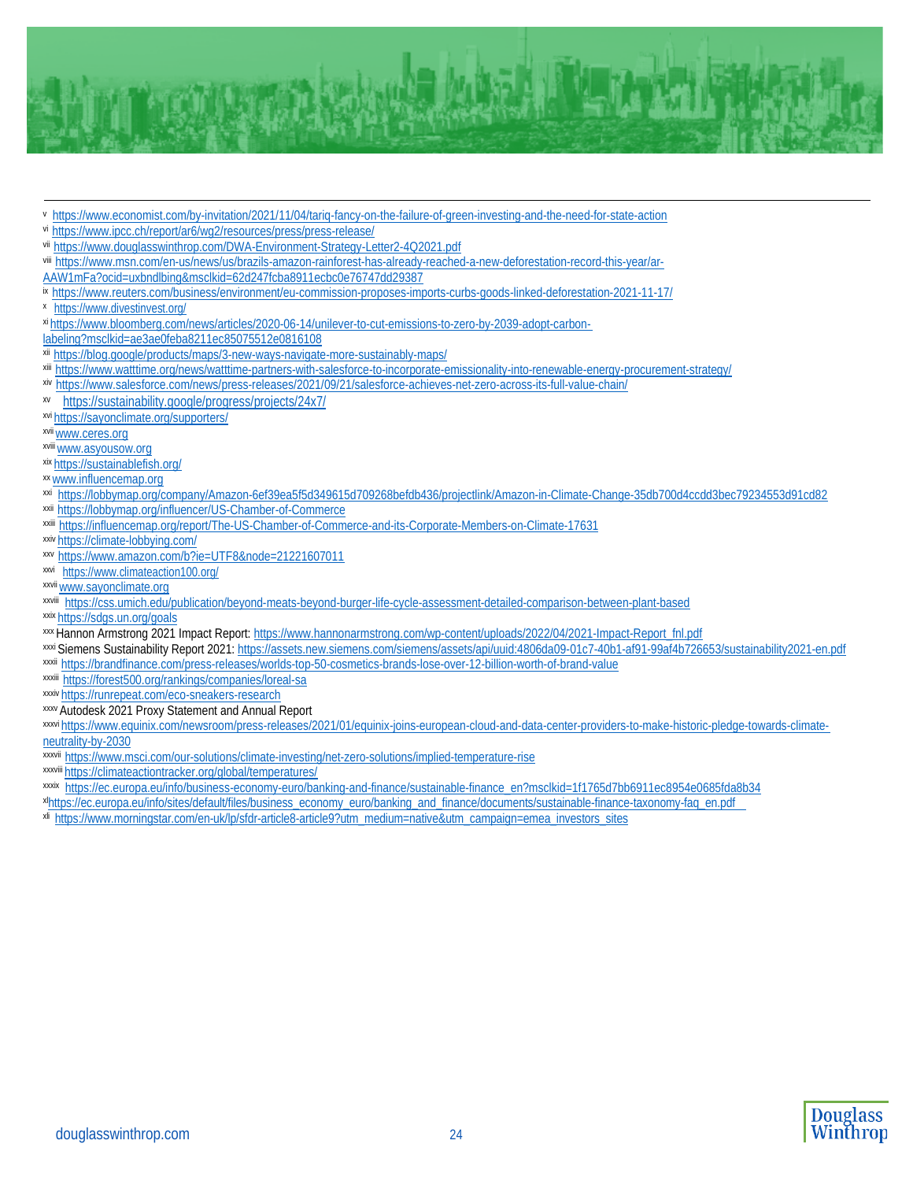[v] https://www.economist.com/by-invitation/2021/11/04/tariq-fancy-on-the-failure-of-green-investing-and-the-need-for-state-action
[vi] https://www.ipcc.ch/report/ar6/wg2/resources/press/press-release/
[vii] https://www.douglasswinthrop.com/DWA-Environment-Strategy-Letter2-4Q2021.pdf
[viii] https://www.msn.com/en-us/news/us/brazils-amazon-rainforest-has-already-reached-a-new-deforestation-record-this-year/ar-AAW1mFa?ocid=uxbndlbing&msclkid=62d247fcba8911ecbc0e76747dd29387
[ix] https://www.reuters.com/business/environment/eu-commission-proposes-imports-curbs-goods-linked-deforestation-2021-11-17/
[x] https://www.divestinvest.org/
[xi] https://www.bloomberg.com/news/articles/2020-06-14/unilever-to-cut-emissions-to-zero-by-2039-adopt-carbon-labeling?msclkid=ae3ae0feba8211ec85075512e0816108
[xii] https://blog.google/products/maps/3-new-ways-navigate-more-sustainably-maps/
[xiii] https://www.watttime.org/news/watttime-partners-with-salesforce-to-incorporate-emissionality-into-renewable-energy-procurement-strategy/
[xiv] https://www.salesforce.com/news/press-releases/2021/09/21/salesforce-achieves-net-zero-across-its-full-value-chain/
[xv] https://sustainability.google/progress/projects/24x7/
[xvi] https://sayonclimate.org/supporters/
[xvii] www.ceres.org
[xviii] www.asyousow.org
[xix] https://sustainablefish.org/
[xx] www.influencemap.org
[xxi] https://lobbymap.org/company/Amazon-6ef39ea5f5d349615d709268befdb436/projectlink/Amazon-in-Climate-Change-35db700d4ccdd3bec79234553d91cd82
[xxii] https://lobbymap.org/influencer/US-Chamber-of-Commerce
[xxiii] https://influencemap.org/report/The-US-Chamber-of-Commerce-and-its-Corporate-Members-on-Climate-17631
[xxiv] https://climate-lobbying.com/
[xxv] https://www.amazon.com/b?ie=UTF8&node=21221607011
[xxvi] https://www.climateaction100.org/
[xxvii] www.sayonclimate.org
[xxviii] https://css.umich.edu/publication/beyond-meats-beyond-burger-life-cycle-assessment-detailed-comparison-between-plant-based
[xxix] https://sdgs.un.org/goals
[xxx] Hannon Armstrong 2021 Impact Report: https://www.hannonarmstrong.com/wp-content/uploads/2022/04/2021-Impact-Report_fnl.pdf
[xxxi] Siemens Sustainability Report 2021: https://assets.new.siemens.com/siemens/assets/api/uuid:4806da09-01c7-40b1-af91-99af4b726653/sustainability2021-en.pdf
[xxxii] https://brandfinance.com/press-releases/worlds-top-50-cosmetics-brands-lose-over-12-billion-worth-of-brand-value
[xxxiii] https://forest500.org/rankings/companies/loreal-sa
[xxxiv] https://runrepeat.com/eco-sneakers-research
[xxxv] Autodesk 2021 Proxy Statement and Annual Report
[xxxvi] https://www.equinix.com/newsroom/press-releases/2021/01/equinix-joins-european-cloud-and-data-center-providers-to-make-historic-pledge-towards-climate-neutrality-by-2030
[xxxvii] https://www.msci.com/our-solutions/climate-investing/net-zero-solutions/implied-temperature-rise
[xxxviii] https://climateactiontracker.org/global/temperatures/
[xxxix] https://ec.europa.eu/info/business-economy-euro/banking-and-finance/sustainable-finance_en?msclkid=1f1765d7bb6911ec8954e0685fda8b34
[xl] https://ec.europa.eu/info/sites/default/files/business_economy_euro/banking_and_finance/documents/sustainable-finance-taxonomy-faq_en.pdf
[xli] https://www.morningstar.com/en-uk/lp/sfdr-article8-article9?utm_medium=native&utm_campaign=emea_investors_sites